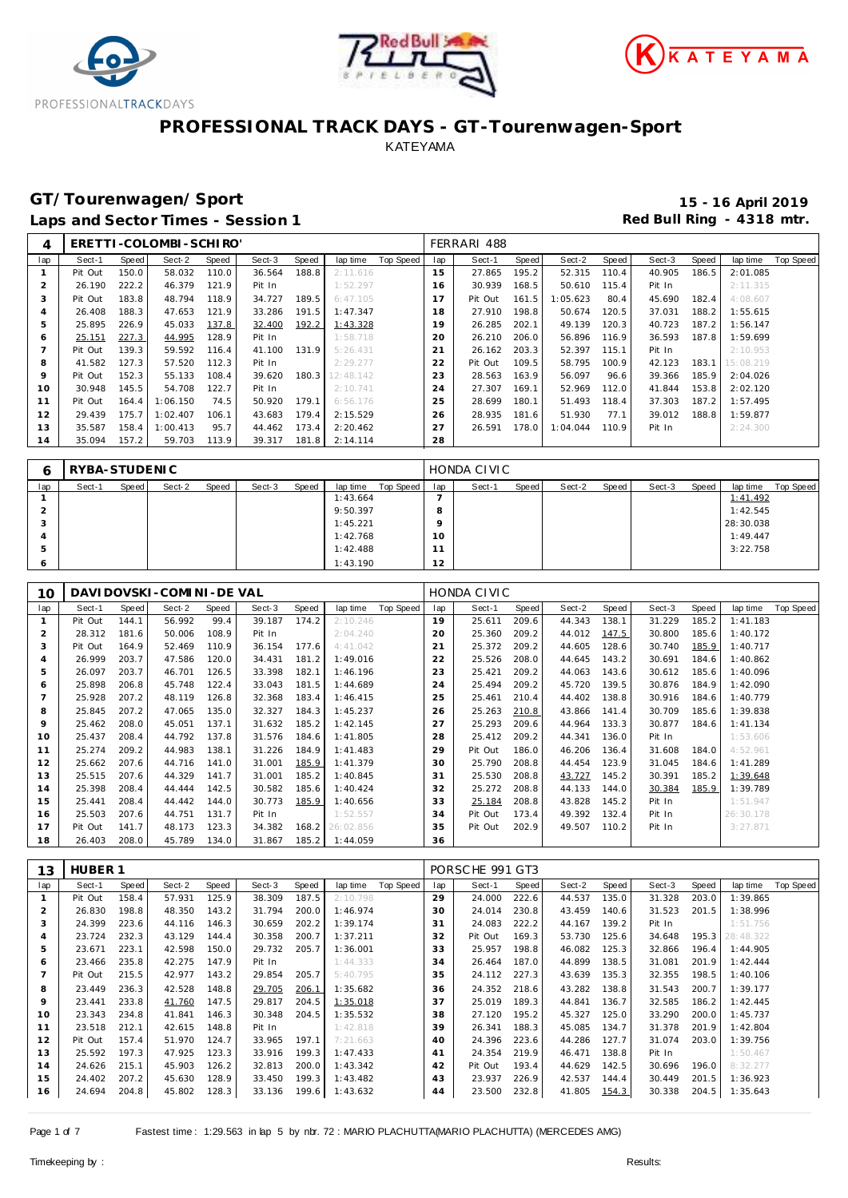# PROFESSIONAL TRACK DAYS - GT-Tourenwagen-Sport

KATEYAMA

## GT/Tourenwagen/Sport

**15 - 16 April 2019**

**Laps and Sector Times - Session 1**

**Red Bull Ring - 4318 mtr.**

| 4 | ERETTI-COLOMBI-SCHIRO' | | | | | | | | FERRARI 488 | | | | | | | | | |
|---|---|---|---|---|---|---|---|---|---|---|---|---|---|---|---|---|---|---|
| lap | Sect-1 | Speed | Sect-2 | Speed | Sect-3 | Speed | lap time | Top Speed | lap | Sect-1 | Speed | Sect-2 | Speed | Sect-3 | Speed | lap time | Top Speed |
| 1 | Pit Out | 150.0 | 58.032 | 110.0 | 36.564 | 188.8 | 2:11.616 | | 15 | 27.865 | 195.2 | 52.315 | 110.4 | 40.905 | 186.5 | 2:01.085 | |
| 2 | 26.190 | 222.2 | 46.379 | 121.9 | Pit In | | 1:52.297 | | 16 | 30.939 | 168.5 | 50.610 | 115.4 | Pit In | | 2:11.315 | |
| 3 | Pit Out | 183.8 | 48.794 | 118.9 | 34.727 | 189.5 | 6:47.105 | | 17 | Pit Out | 161.5 | 1:05.623 | 80.4 | 45.690 | 182.4 | 4:08.607 | |
| 4 | 26.408 | 188.3 | 47.653 | 121.9 | 33.286 | 191.5 | 1:47.347 | | 18 | 27.910 | 198.8 | 50.674 | 120.5 | 37.031 | 188.2 | 1:55.615 | |
| 5 | 25.895 | 226.9 | 45.033 | 137.8 | 32.400 | 192.2 | 1:43.328 | | 19 | 26.285 | 202.1 | 49.139 | 120.3 | 40.723 | 187.2 | 1:56.147 | |
| 6 | 25.151 | 227.3 | 44.995 | 128.9 | Pit In | | 1:58.718 | | 20 | 26.210 | 206.0 | 56.896 | 116.9 | 36.593 | 187.8 | 1:59.699 | |
| 7 | Pit Out | 139.3 | 59.592 | 116.4 | 41.100 | 131.9 | 5:26.431 | | 21 | 26.162 | 203.3 | 52.397 | 115.1 | Pit In | | 2:10.953 | |
| 8 | 41.582 | 127.3 | 57.520 | 112.3 | Pit In | | 2:29.277 | | 22 | Pit Out | 109.5 | 58.795 | 100.9 | 42.123 | 183.1 | 15:08.219 | |
| 9 | Pit Out | 152.3 | 55.133 | 108.4 | 39.620 | 180.3 | 12:48.142 | | 23 | 28.563 | 163.9 | 56.097 | 96.6 | 39.366 | 185.9 | 2:04.026 | |
| 10 | 30.948 | 145.5 | 54.708 | 122.7 | Pit In | | 2:10.741 | | 24 | 27.307 | 169.1 | 52.969 | 112.0 | 41.844 | 153.8 | 2:02.120 | |
| 11 | Pit Out | 164.4 | 1:06.150 | 74.5 | 50.920 | 179.1 | 6:56.176 | | 25 | 28.699 | 180.1 | 51.493 | 118.4 | 37.303 | 187.2 | 1:57.495 | |
| 12 | 29.439 | 175.7 | 1:02.407 | 106.1 | 43.683 | 179.4 | 2:15.529 | | 26 | 28.935 | 181.6 | 51.930 | 77.1 | 39.012 | 188.8 | 1:59.877 | |
| 13 | 35.587 | 158.4 | 1:00.413 | 95.7 | 44.462 | 173.4 | 2:20.462 | | 27 | 26.591 | 178.0 | 1:04.044 | 110.9 | Pit In | | 2:24.300 | |
| 14 | 35.094 | 157.2 | 59.703 | 113.9 | 39.317 | 181.8 | 2:14.114 | | 28 | | | | | | | | |

| 6 | RYBA-STUDENIC | | | | | | | | HONDA CIVIC | | | | | | | | | |
|---|---|---|---|---|---|---|---|---|---|---|---|---|---|---|---|---|---|---|
| lap | Sect-1 | Speed | Sect-2 | Speed | Sect-3 | Speed | lap time | Top Speed | lap | Sect-1 | Speed | Sect-2 | Speed | Sect-3 | Speed | lap time | Top Speed |
| 1 | | | | | | | 1:43.664 | | 7 | | | | | | | 1:41.492 | |
| 2 | | | | | | | 9:50.397 | | 8 | | | | | | | 1:42.545 | |
| 3 | | | | | | | 1:45.221 | | 9 | | | | | | | 28:30.038 | |
| 4 | | | | | | | 1:42.768 | | 10 | | | | | | | 1:49.447 | |
| 5 | | | | | | | 1:42.488 | | 11 | | | | | | | 3:22.758 | |
| 6 | | | | | | | 1:43.190 | | 12 | | | | | | | | |

| 10 | DAVIDOVSKI-COMINI-DE VAL | | | | | | | | HONDA CIVIC | | | | | | | | | |
|---|---|---|---|---|---|---|---|---|---|---|---|---|---|---|---|---|---|---|
| lap | Sect-1 | Speed | Sect-2 | Speed | Sect-3 | Speed | lap time | Top Speed | lap | Sect-1 | Speed | Sect-2 | Speed | Sect-3 | Speed | lap time | Top Speed |
| 1 | Pit Out | 144.1 | 56.992 | 99.4 | 39.187 | 174.2 | 2:10.246 | | 19 | 25.611 | 209.6 | 44.343 | 138.1 | 31.229 | 185.2 | 1:41.183 | |
| 2 | 28.312 | 181.6 | 50.006 | 108.9 | Pit In | | 2:04.240 | | 20 | 25.360 | 209.2 | 44.012 | 147.5 | 30.800 | 185.6 | 1:40.172 | |
| 3 | Pit Out | 164.9 | 52.469 | 110.9 | 36.154 | 177.6 | 4:41.042 | | 21 | 25.372 | 209.2 | 44.605 | 128.6 | 30.740 | 185.9 | 1:40.717 | |
| 4 | 26.999 | 203.7 | 47.586 | 120.0 | 34.431 | 181.2 | 1:49.016 | | 22 | 25.526 | 208.0 | 44.645 | 143.2 | 30.691 | 184.6 | 1:40.862 | |
| 5 | 26.097 | 203.7 | 46.701 | 126.5 | 33.398 | 182.1 | 1:46.196 | | 23 | 25.421 | 209.2 | 44.063 | 143.6 | 30.612 | 185.6 | 1:40.096 | |
| 6 | 25.898 | 206.8 | 45.748 | 122.4 | 33.043 | 181.5 | 1:44.689 | | 24 | 25.494 | 209.2 | 45.720 | 139.5 | 30.876 | 184.9 | 1:42.090 | |
| 7 | 25.928 | 207.2 | 48.119 | 126.8 | 32.368 | 183.4 | 1:46.415 | | 25 | 25.461 | 210.4 | 44.402 | 138.8 | 30.916 | 184.6 | 1:40.779 | |
| 8 | 25.845 | 207.2 | 47.065 | 135.0 | 32.327 | 184.3 | 1:45.237 | | 26 | 25.263 | 210.8 | 43.866 | 141.4 | 30.709 | 185.6 | 1:39.838 | |
| 9 | 25.462 | 208.0 | 45.051 | 137.1 | 31.632 | 185.2 | 1:42.145 | | 27 | 25.293 | 209.6 | 44.964 | 133.3 | 30.877 | 184.6 | 1:41.134 | |
| 10 | 25.437 | 208.4 | 44.792 | 137.8 | 31.576 | 184.6 | 1:41.805 | | 28 | 25.412 | 209.2 | 44.341 | 136.0 | Pit In | | 1:53.606 | |
| 11 | 25.274 | 209.2 | 44.983 | 138.1 | 31.226 | 184.9 | 1:41.483 | | 29 | Pit Out | 186.0 | 46.206 | 136.4 | 31.608 | 184.0 | 4:52.961 | |
| 12 | 25.662 | 207.6 | 44.716 | 141.0 | 31.001 | 185.9 | 1:41.379 | | 30 | 25.790 | 208.8 | 44.454 | 123.9 | 31.045 | 184.6 | 1:41.289 | |
| 13 | 25.515 | 207.6 | 44.329 | 141.7 | 31.001 | 185.2 | 1:40.845 | | 31 | 25.530 | 208.8 | 43.727 | 145.2 | 30.391 | 185.2 | 1:39.648 | |
| 14 | 25.398 | 208.4 | 44.444 | 142.5 | 30.582 | 185.6 | 1:40.424 | | 32 | 25.272 | 208.8 | 44.133 | 144.0 | 30.384 | 185.9 | 1:39.789 | |
| 15 | 25.441 | 208.4 | 44.442 | 144.0 | 30.773 | 185.9 | 1:40.656 | | 33 | 25.184 | 208.8 | 43.828 | 145.2 | Pit In | | 1:51.947 | |
| 16 | 25.503 | 207.6 | 44.751 | 131.7 | Pit In | | 1:52.557 | | 34 | Pit Out | 173.4 | 49.392 | 132.4 | Pit In | | 26:30.178 | |
| 17 | Pit Out | 141.7 | 48.173 | 123.3 | 34.382 | 168.2 | 26:02.856 | | 35 | Pit Out | 202.9 | 49.507 | 110.2 | Pit In | | 3:27.871 | |
| 18 | 26.403 | 208.0 | 45.789 | 134.0 | 31.867 | 185.2 | 1:44.059 | | 36 | | | | | | | | |

| 13 | HUBER 1 | | | | | | | | PORSCHE 991 GT3 | | | | | | | | | |
|---|---|---|---|---|---|---|---|---|---|---|---|---|---|---|---|---|---|---|
| lap | Sect-1 | Speed | Sect-2 | Speed | Sect-3 | Speed | lap time | Top Speed | lap | Sect-1 | Speed | Sect-2 | Speed | Sect-3 | Speed | lap time | Top Speed |
| 1 | Pit Out | 158.4 | 57.931 | 125.9 | 38.309 | 187.5 | 2:10.798 | | 29 | 24.000 | 222.6 | 44.537 | 135.0 | 31.328 | 203.0 | 1:39.865 | |
| 2 | 26.830 | 198.8 | 48.350 | 143.2 | 31.794 | 200.0 | 1:46.974 | | 30 | 24.014 | 230.8 | 43.459 | 140.6 | 31.523 | 201.5 | 1:38.996 | |
| 3 | 24.399 | 223.6 | 44.116 | 146.3 | 30.659 | 202.2 | 1:39.174 | | 31 | 24.083 | 222.2 | 44.167 | 139.2 | Pit In | | 1:51.756 | |
| 4 | 23.724 | 232.3 | 43.129 | 144.4 | 30.358 | 200.7 | 1:37.211 | | 32 | Pit Out | 169.3 | 53.730 | 125.6 | 34.648 | 195.3 | 28:48.322 | |
| 5 | 23.671 | 223.1 | 42.598 | 150.0 | 29.732 | 205.7 | 1:36.001 | | 33 | 25.957 | 198.8 | 46.082 | 125.3 | 32.866 | 196.4 | 1:44.905 | |
| 6 | 23.466 | 235.8 | 42.275 | 147.9 | Pit In | | 1:44.333 | | 34 | 26.464 | 187.0 | 44.899 | 138.5 | 31.081 | 201.9 | 1:42.444 | |
| 7 | Pit Out | 215.5 | 42.977 | 143.2 | 29.854 | 205.7 | 5:40.795 | | 35 | 24.112 | 227.3 | 43.639 | 135.3 | 32.355 | 198.5 | 1:40.106 | |
| 8 | 23.449 | 236.3 | 42.528 | 148.8 | 29.705 | 206.1 | 1:35.682 | | 36 | 24.352 | 218.6 | 43.282 | 138.8 | 31.543 | 200.7 | 1:39.177 | |
| 9 | 23.441 | 233.8 | 41.760 | 147.5 | 29.817 | 204.5 | 1:35.018 | | 37 | 25.019 | 189.3 | 44.841 | 136.7 | 32.585 | 186.2 | 1:42.445 | |
| 10 | 23.343 | 234.8 | 41.841 | 146.3 | 30.348 | 204.5 | 1:35.532 | | 38 | 27.120 | 195.2 | 45.327 | 125.0 | 33.290 | 200.0 | 1:45.737 | |
| 11 | 23.518 | 212.1 | 42.615 | 148.8 | Pit In | | 1:42.818 | | 39 | 26.341 | 188.3 | 45.085 | 134.7 | 31.378 | 201.9 | 1:42.804 | |
| 12 | Pit Out | 157.4 | 51.970 | 124.7 | 33.965 | 197.1 | 7:21.663 | | 40 | 24.396 | 223.6 | 44.286 | 127.7 | 31.074 | 203.0 | 1:39.756 | |
| 13 | 25.592 | 197.3 | 47.925 | 123.3 | 33.916 | 199.3 | 1:47.433 | | 41 | 24.354 | 219.9 | 46.471 | 138.8 | Pit In | | 1:50.467 | |
| 14 | 24.626 | 215.1 | 45.903 | 126.2 | 32.813 | 200.0 | 1:43.342 | | 42 | Pit Out | 193.4 | 44.629 | 142.5 | 30.696 | 196.0 | 8:32.277 | |
| 15 | 24.402 | 207.2 | 45.630 | 128.9 | 33.450 | 199.3 | 1:43.482 | | 43 | 23.937 | 226.9 | 42.537 | 144.4 | 30.449 | 201.5 | 1:36.923 | |
| 16 | 24.694 | 204.8 | 45.802 | 128.3 | 33.136 | 199.6 | 1:43.632 | | 44 | 23.500 | 232.8 | 41.805 | 154.3 | 30.338 | 204.5 | 1:35.643 | |

Fastest time : 1:29.563 in lap 5 by nbr. 72 : MARIO PLACHUTTA(MARIO PLACHUTTA) (MERCEDES AMG)

Timekeeping by :

Results: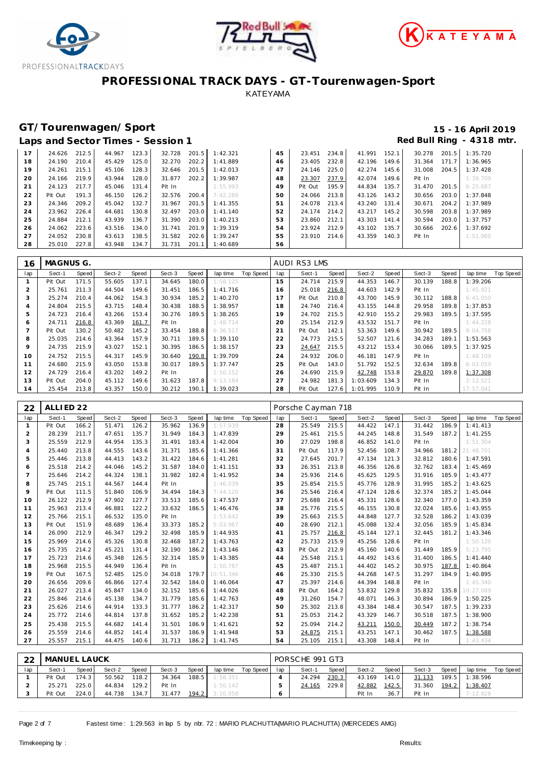# PROFESSIONAL TRACK DAYS - GT-Tourenwagen-Sport

KATEYAMA

## GT/Tourenwagen/Sport

**15 - 16 April 2019**

### Laps and Sector Times - Session 1

**Red Bull Ring - 4318 mtr.**

| lap | Sect-1 | Speed | Sect-2 | Speed | Sect-3 | Speed | lap time | Top Speed | lap | Sect-1 | Speed | Sect-2 | Speed | Sect-3 | Speed | lap time | Top Speed |
|---|---|---|---|---|---|---|---|---|---|---|---|---|---|---|---|---|---|
| 17 | 24.626 | 212.5 | 44.967 | 123.3 | 32.728 | 201.5 | 1:42.321 | | 45 | 23.451 | 234.8 | 41.991 | 152.1 | 30.278 | 201.5 | 1:35.720 | |
| 18 | 24.190 | 210.4 | 45.429 | 125.0 | 32.270 | 202.2 | 1:41.889 | | 46 | 23.405 | 232.8 | 42.196 | 149.6 | 31.364 | 171.7 | 1:36.965 | |
| 19 | 24.261 | 215.1 | 45.106 | 128.3 | 32.646 | 201.5 | 1:42.013 | | 47 | 24.146 | 225.0 | 42.274 | 145.6 | 31.008 | 204.5 | 1:37.428 | |
| 20 | 24.166 | 219.9 | 43.944 | 128.0 | 31.877 | 202.2 | 1:39.987 | | 48 | 23.307 | 237.9 | 42.074 | 149.6 | Pit In | | 1:39.709 | |
| 21 | 24.123 | 217.7 | 45.046 | 131.4 | Pit In | | 1:55.993 | | 49 | Pit Out | 195.9 | 44.834 | 135.7 | 31.470 | 201.5 | 6:25.687 | |
| 22 | Pit Out | 191.3 | 46.150 | 126.2 | 32.576 | 200.4 | 7:42.289 | | 50 | 24.066 | 213.8 | 43.126 | 143.2 | 30.656 | 203.0 | 1:37.848 | |
| 23 | 24.346 | 209.2 | 45.042 | 132.7 | 31.967 | 201.5 | 1:41.355 | | 51 | 24.078 | 213.4 | 43.240 | 131.4 | 30.671 | 204.2 | 1:37.989 | |
| 24 | 23.962 | 226.4 | 44.681 | 130.8 | 32.497 | 203.0 | 1:41.140 | | 52 | 24.174 | 214.2 | 43.217 | 145.2 | 30.598 | 203.8 | 1:37.989 | |
| 25 | 24.884 | 212.1 | 43.939 | 136.7 | 31.390 | 203.0 | 1:40.213 | | 53 | 23.860 | 212.1 | 43.303 | 141.4 | 30.594 | 203.0 | 1:37.757 | |
| 26 | 24.062 | 223.6 | 43.516 | 134.0 | 31.741 | 201.9 | 1:39.319 | | 54 | 23.924 | 212.9 | 43.102 | 135.7 | 30.666 | 202.6 | 1:37.692 | |
| 27 | 24.052 | 230.8 | 43.613 | 138.5 | 31.582 | 202.6 | 1:39.247 | | 55 | 23.910 | 214.6 | 43.359 | 140.3 | Pit In | | 1:51.060 | |
| 28 | 25.010 | 227.8 | 43.948 | 134.7 | 31.731 | 201.1 | 1:40.689 | | 56 | | | | | | | | |

**16 MAGNUS G. — AUDI RS3 LMS**

| lap | Sect-1 | Speed | Sect-2 | Speed | Sect-3 | Speed | lap time | Top Speed | lap | Sect-1 | Speed | Sect-2 | Speed | Sect-3 | Speed | lap time | Top Speed |
|---|---|---|---|---|---|---|---|---|---|---|---|---|---|---|---|---|---|
| 1 | Pit Out | 171.5 | 55.605 | 137.1 | 34.645 | 180.0 | 1:58.125 | | 15 | 24.714 | 215.9 | 44.353 | 146.7 | 30.139 | 188.8 | 1:39.206 | |
| 2 | 25.761 | 211.3 | 44.504 | 149.6 | 31.451 | 186.5 | 1:41.716 | | 16 | 25.018 | 216.8 | 44.603 | 142.9 | Pit In | | 1:45.921 | |
| 3 | 25.274 | 210.4 | 44.062 | 154.3 | 30.934 | 185.2 | 1:40.270 | | 17 | Pit Out | 210.8 | 43.700 | 145.9 | 30.112 | 188.8 | 6:41.050 | |
| 4 | 24.804 | 215.5 | 43.715 | 148.4 | 30.438 | 188.5 | 1:38.957 | | 18 | 24.740 | 216.4 | 43.155 | 144.8 | 29.958 | 189.8 | 1:37.853 | |
| 5 | 24.723 | 216.4 | 43.266 | 153.4 | 30.276 | 189.5 | 1:38.265 | | 19 | 24.702 | 215.5 | 42.910 | 155.2 | 29.983 | 189.5 | 1:37.595 | |
| 6 | 24.711 | 216.8 | 43.369 | 161.7 | Pit In | | 1:48.714 | | 20 | 25.154 | 212.9 | 43.532 | 151.7 | Pit In | | 1:44.228 | |
| 7 | Pit Out | 130.2 | 50.482 | 145.2 | 33.454 | 188.8 | 6:36.517 | | 21 | Pit Out | 142.1 | 53.363 | 149.6 | 30.942 | 189.5 | 8:04.758 | |
| 8 | 25.035 | 214.6 | 43.364 | 157.9 | 30.711 | 189.5 | 1:39.110 | | 22 | 24.773 | 215.5 | 52.507 | 121.6 | 34.283 | 189.1 | 1:51.563 | |
| 9 | 24.735 | 215.9 | 43.027 | 152.1 | 30.395 | 186.5 | 1:38.157 | | 23 | 24.647 | 215.5 | 43.212 | 153.4 | 30.066 | 189.5 | 1:37.925 | |
| 10 | 24.752 | 215.5 | 44.317 | 145.9 | 30.640 | 190.8 | 1:39.709 | | 24 | 24.932 | 206.0 | 46.181 | 147.9 | Pit In | | 1:48.109 | |
| 11 | 24.680 | 215.9 | 43.050 | 153.8 | 30.017 | 189.5 | 1:37.747 | | 25 | Pit Out | 143.0 | 51.792 | 152.5 | 32.634 | 189.8 | 6:03.059 | |
| 12 | 24.729 | 216.4 | 43.202 | 149.2 | Pit In | | 1:50.152 | | 26 | 24.690 | 215.9 | 42.748 | 153.8 | 29.870 | 189.8 | 1:37.308 | |
| 13 | Pit Out | 204.0 | 45.112 | 149.6 | 31.623 | 187.8 | 9:13.184 | | 27 | 24.982 | 181.3 | 1:03.609 | 134.3 | Pit In | | 2:12.521 | |
| 14 | 25.454 | 213.8 | 43.357 | 150.0 | 30.212 | 190.1 | 1:39.023 | | 28 | Pit Out | 127.6 | 1:01.995 | 110.9 | Pit In | | 17:57.041 | |

**22 ALLIED 22 — Porsche Cayman 718**

| lap | Sect-1 | Speed | Sect-2 | Speed | Sect-3 | Speed | lap time | Top Speed | lap | Sect-1 | Speed | Sect-2 | Speed | Sect-3 | Speed | lap time | Top Speed |
|---|---|---|---|---|---|---|---|---|---|---|---|---|---|---|---|---|---|
| 1 | Pit Out | 166.2 | 51.471 | 126.2 | 35.962 | 136.9 | 1:57.939 | | 28 | 25.549 | 215.5 | 44.422 | 147.1 | 31.442 | 186.9 | 1:41.413 | |
| 2 | 28.239 | 211.7 | 47.651 | 135.7 | 31.949 | 184.3 | 1:47.839 | | 29 | 25.461 | 215.5 | 44.245 | 148.8 | 31.549 | 187.2 | 1:41.255 | |
| 3 | 25.559 | 212.9 | 44.954 | 135.3 | 31.491 | 183.4 | 1:42.004 | | 30 | 27.029 | 198.8 | 46.852 | 141.0 | Pit In | | 1:51.304 | |
| 4 | 25.440 | 213.8 | 44.555 | 143.6 | 31.371 | 185.6 | 1:41.366 | | 31 | Pit Out | 117.9 | 52.456 | 108.7 | 34.966 | 181.2 | 21:48.701 | |
| 5 | 25.446 | 213.8 | 44.413 | 143.2 | 31.422 | 184.6 | 1:41.281 | | 32 | 27.645 | 201.7 | 47.134 | 121.3 | 32.812 | 180.6 | 1:47.591 | |
| 6 | 25.518 | 214.2 | 44.046 | 145.2 | 31.587 | 184.0 | 1:41.151 | | 33 | 26.351 | 213.8 | 46.356 | 126.8 | 32.762 | 183.4 | 1:45.469 | |
| 7 | 25.646 | 214.2 | 44.324 | 138.1 | 31.982 | 182.4 | 1:41.952 | | 34 | 25.936 | 214.6 | 45.625 | 129.5 | 31.916 | 185.9 | 1:43.477 | |
| 8 | 25.745 | 215.1 | 44.567 | 144.4 | Pit In | | 1:46.039 | | 35 | 25.854 | 215.5 | 45.776 | 128.9 | 31.995 | 185.2 | 1:43.625 | |
| 9 | Pit Out | 111.5 | 51.840 | 106.9 | 34.494 | 184.3 | 7:44.120 | | 36 | 25.546 | 216.4 | 47.124 | 128.6 | 32.374 | 185.2 | 1:45.044 | |
| 10 | 26.122 | 212.9 | 47.902 | 127.7 | 33.513 | 185.6 | 1:47.537 | | 37 | 25.688 | 216.4 | 45.331 | 128.6 | 32.340 | 177.0 | 1:43.359 | |
| 11 | 25.963 | 213.4 | 46.881 | 122.2 | 33.632 | 186.5 | 1:46.476 | | 38 | 25.776 | 215.5 | 46.155 | 130.8 | 32.024 | 185.6 | 1:43.955 | |
| 12 | 25.766 | 215.1 | 46.532 | 135.0 | Pit In | | 1:53.642 | | 39 | 25.663 | 215.5 | 44.848 | 127.7 | 32.528 | 186.2 | 1:43.039 | |
| 13 | Pit Out | 151.9 | 48.689 | 136.4 | 33.373 | 185.2 | 5:03.967 | | 40 | 28.690 | 212.1 | 45.088 | 132.4 | 32.056 | 185.9 | 1:45.834 | |
| 14 | 26.090 | 212.9 | 46.347 | 129.2 | 32.498 | 185.9 | 1:44.935 | | 41 | 25.757 | 216.8 | 45.144 | 127.1 | 32.445 | 181.2 | 1:43.346 | |
| 15 | 25.969 | 214.6 | 45.326 | 130.8 | 32.468 | 187.2 | 1:43.763 | | 42 | 25.733 | 215.9 | 45.256 | 128.6 | Pit In | | 1:50.120 | |
| 16 | 25.735 | 214.2 | 45.221 | 131.4 | 32.190 | 186.2 | 1:43.146 | | 43 | Pit Out | 212.9 | 45.160 | 140.6 | 31.449 | 185.9 | 5:23.795 | |
| 17 | 25.723 | 214.6 | 45.348 | 126.5 | 32.314 | 185.9 | 1:43.385 | | 44 | 25.548 | 215.1 | 44.492 | 143.6 | 31.400 | 186.5 | 1:41.440 | |
| 18 | 25.968 | 215.5 | 44.949 | 136.4 | Pit In | | 1:50.787 | | 45 | 25.487 | 215.1 | 44.402 | 145.2 | 30.975 | 187.8 | 1:40.864 | |
| 19 | Pit Out | 167.5 | 52.485 | 125.0 | 34.018 | 179.7 | 10:51.346 | | 46 | 25.330 | 215.5 | 44.268 | 147.5 | 31.297 | 184.9 | 1:40.895 | |
| 20 | 26.656 | 209.6 | 46.866 | 127.4 | 32.542 | 184.0 | 1:46.064 | | 47 | 25.397 | 214.6 | 44.394 | 148.8 | Pit In | | 1:45.340 | |
| 21 | 26.027 | 213.4 | 45.847 | 134.0 | 32.152 | 185.6 | 1:44.026 | | 48 | Pit Out | 164.2 | 53.832 | 129.8 | 35.832 | 135.8 | 10:27.089 | |
| 22 | 25.846 | 214.6 | 45.138 | 134.7 | 31.779 | 185.6 | 1:42.763 | | 49 | 31.260 | 154.7 | 48.071 | 146.3 | 30.894 | 186.9 | 1:50.225 | |
| 23 | 25.626 | 214.6 | 44.914 | 133.3 | 31.777 | 186.2 | 1:42.317 | | 50 | 25.302 | 213.8 | 43.384 | 148.4 | 30.547 | 187.5 | 1:39.233 | |
| 24 | 25.772 | 214.6 | 44.814 | 137.8 | 31.652 | 185.2 | 1:42.238 | | 51 | 25.053 | 214.2 | 43.329 | 146.7 | 30.518 | 187.5 | 1:38.900 | |
| 25 | 25.438 | 215.5 | 44.682 | 141.4 | 31.501 | 186.9 | 1:41.621 | | 52 | 25.094 | 214.2 | 43.211 | 150.0 | 30.449 | 187.2 | 1:38.754 | |
| 26 | 25.559 | 214.6 | 44.852 | 141.4 | 31.537 | 186.9 | 1:41.948 | | 53 | 24.875 | 215.1 | 43.251 | 147.1 | 30.462 | 187.5 | 1:38.588 | |
| 27 | 25.557 | 215.1 | 44.475 | 140.6 | 31.713 | 186.2 | 1:41.745 | | 54 | 25.105 | 215.1 | 43.308 | 148.4 | Pit In | | 1:43.434 | |

**22 MANUEL LAUCK — PORSCHE 991 GT3**

| lap | Sect-1 | Speed | Sect-2 | Speed | Sect-3 | Speed | lap time | Top Speed | lap | Sect-1 | Speed | Sect-2 | Speed | Sect-3 | Speed | lap time | Top Speed |
|---|---|---|---|---|---|---|---|---|---|---|---|---|---|---|---|---|---|
| 1 | Pit Out | 174.3 | 50.562 | 118.2 | 34.364 | 188.5 | 1:58.351 | | 4 | 24.294 | 230.3 | 43.169 | 141.0 | 31.133 | 189.5 | 1:38.596 | |
| 2 | 25.271 | 225.0 | 44.834 | 129.2 | Pit In | | 1:50.142 | | 5 | 24.165 | 229.8 | 42.882 | 142.5 | 31.360 | 194.2 | 1:38.407 | |
| 3 | Pit Out | 224.0 | 44.738 | 134.7 | 31.477 | 194.2 | 3:10.058 | | 6 | | | Pit In | 36.7 | Pit In | | 7:12.828 | |

Fastest time : 1:29.563 in lap 5 by nbr. 72 : MARIO PLACHUTTA(MARIO PLACHUTTA) (MERCEDES AMG)

Timekeeping by : Results: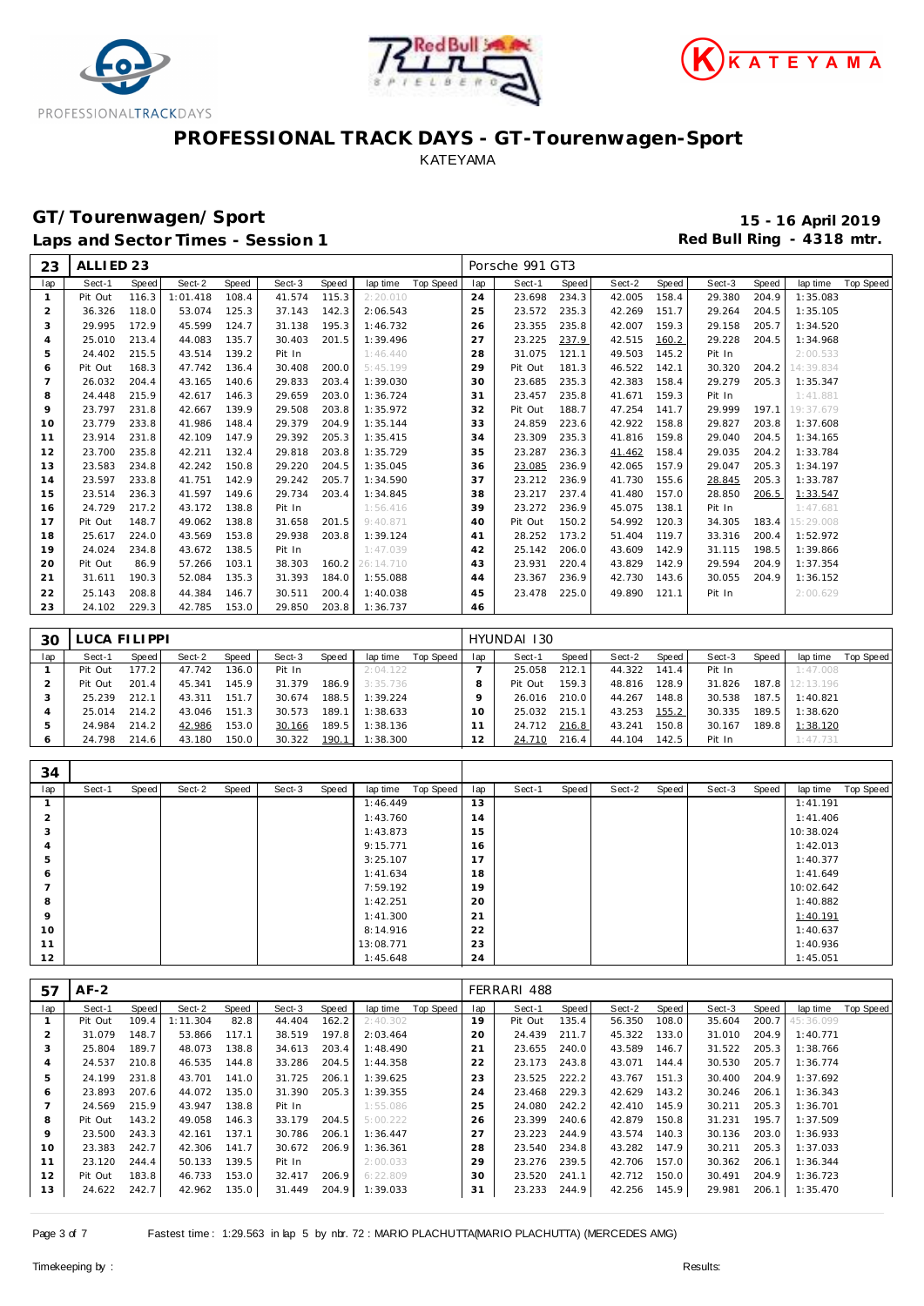# PROFESSIONAL TRACK DAYS - GT-Tourenwagen-Sport

KATEYAMA

## GT/Tourenwagen/Sport

**15 - 16 April 2019**

### Laps and Sector Times - Session 1

**Red Bull Ring - 4318 mtr.**

| 23 | ALLIED 23 | | | | | | | | | Porsche 991 GT3 | | | | | | | | | |
|---|---|---|---|---|---|---|---|---|---|---|---|---|---|---|---|---|---|---|---|
| lap | Sect-1 | Speed | Sect-2 | Speed | Sect-3 | Speed | lap time | Top Speed | lap | Sect-1 | Speed | Sect-2 | Speed | Sect-3 | Speed | lap time | Top Speed |
| 1 | Pit Out | 116.3 | 1:01.418 | 108.4 | 41.574 | 115.3 | 2:20.010 | | 24 | 23.698 | 234.3 | 42.005 | 158.4 | 29.380 | 204.9 | 1:35.083 | |
| 2 | 36.326 | 118.0 | 53.074 | 125.3 | 37.143 | 142.3 | 2:06.543 | | 25 | 23.572 | 235.3 | 42.269 | 151.7 | 29.264 | 204.5 | 1:35.105 | |
| 3 | 29.995 | 172.9 | 45.599 | 124.7 | 31.138 | 195.3 | 1:46.732 | | 26 | 23.355 | 235.8 | 42.007 | 159.3 | 29.158 | 205.7 | 1:34.520 | |
| 4 | 25.010 | 213.4 | 44.083 | 135.7 | 30.403 | 201.5 | 1:39.496 | | 27 | 23.225 | 237.9 | 42.515 | 160.2 | 29.228 | 204.5 | 1:34.968 | |
| 5 | 24.402 | 215.5 | 43.514 | 139.2 | Pit In | | 1:46.440 | | 28 | 31.075 | 121.1 | 49.503 | 145.2 | Pit In | | 2:00.533 | |
| 6 | Pit Out | 168.3 | 47.742 | 136.4 | 30.408 | 200.0 | 5:45.199 | | 29 | Pit Out | 181.3 | 46.522 | 142.1 | 30.320 | 204.2 | 14:39.834 | |
| 7 | 26.032 | 204.4 | 43.165 | 140.6 | 29.833 | 203.4 | 1:39.030 | | 30 | 23.685 | 235.3 | 42.383 | 158.4 | 29.279 | 205.3 | 1:35.347 | |
| 8 | 24.448 | 215.9 | 42.617 | 146.3 | 29.659 | 203.0 | 1:36.724 | | 31 | 23.457 | 235.8 | 41.671 | 159.3 | Pit In | | 1:41.881 | |
| 9 | 23.797 | 231.8 | 42.667 | 139.9 | 29.508 | 203.8 | 1:35.972 | | 32 | Pit Out | 188.7 | 47.254 | 141.7 | 29.999 | 197.1 | 19:37.679 | |
| 10 | 23.779 | 233.8 | 41.986 | 148.4 | 29.379 | 204.9 | 1:35.144 | | 33 | 24.859 | 223.6 | 42.922 | 158.8 | 29.827 | 203.8 | 1:37.608 | |
| 11 | 23.914 | 231.8 | 42.109 | 147.9 | 29.392 | 205.3 | 1:35.415 | | 34 | 23.309 | 235.3 | 41.816 | 159.8 | 29.040 | 204.5 | 1:34.165 | |
| 12 | 23.700 | 235.8 | 42.211 | 132.4 | 29.818 | 203.8 | 1:35.729 | | 35 | 23.287 | 236.3 | 41.462 | 158.4 | 29.035 | 204.2 | 1:33.784 | |
| 13 | 23.583 | 234.8 | 42.242 | 150.8 | 29.220 | 204.5 | 1:35.045 | | 36 | 23.085 | 236.9 | 42.065 | 157.9 | 29.047 | 205.3 | 1:34.197 | |
| 14 | 23.597 | 233.8 | 41.751 | 142.9 | 29.242 | 205.7 | 1:34.590 | | 37 | 23.212 | 236.9 | 41.730 | 155.6 | 28.845 | 205.3 | 1:33.787 | |
| 15 | 23.514 | 236.3 | 41.597 | 149.6 | 29.734 | 203.4 | 1:34.845 | | 38 | 23.217 | 237.4 | 41.480 | 157.0 | 28.850 | 206.5 | 1:33.547 | |
| 16 | 24.729 | 217.2 | 43.172 | 138.8 | Pit In | | 1:56.416 | | 39 | 23.272 | 236.9 | 45.075 | 138.1 | Pit In | | 1:47.681 | |
| 17 | Pit Out | 148.7 | 49.062 | 138.8 | 31.658 | 201.5 | 9:40.871 | | 40 | Pit Out | 150.2 | 54.992 | 120.3 | 34.305 | 183.4 | 15:29.008 | |
| 18 | 25.617 | 224.0 | 43.569 | 153.8 | 29.938 | 203.8 | 1:39.124 | | 41 | 28.252 | 173.2 | 51.404 | 119.7 | 33.316 | 200.4 | 1:52.972 | |
| 19 | 24.024 | 234.8 | 43.672 | 138.5 | Pit In | | 1:47.039 | | 42 | 25.142 | 206.0 | 43.609 | 142.9 | 31.115 | 198.5 | 1:39.866 | |
| 20 | Pit Out | 86.9 | 57.266 | 103.1 | 38.303 | 160.2 | 26:14.710 | | 43 | 23.931 | 220.4 | 43.829 | 142.9 | 29.594 | 204.9 | 1:37.354 | |
| 21 | 31.611 | 190.3 | 52.084 | 135.3 | 31.393 | 184.0 | 1:55.088 | | 44 | 23.367 | 236.9 | 42.730 | 143.6 | 30.055 | 204.9 | 1:36.152 | |
| 22 | 25.143 | 208.8 | 44.384 | 146.7 | 30.511 | 200.4 | 1:40.038 | | 45 | 23.478 | 225.0 | 49.890 | 121.1 | Pit In | | 2:00.629 | |
| 23 | 24.102 | 229.3 | 42.785 | 153.0 | 29.850 | 203.8 | 1:36.737 | | 46 | | | | | | | | |

| 30 | LUCA FILIPPI | | | | | | | | | HYUNDAI I30 | | | | | | | | | |
|---|---|---|---|---|---|---|---|---|---|---|---|---|---|---|---|---|---|---|---|
| lap | Sect-1 | Speed | Sect-2 | Speed | Sect-3 | Speed | lap time | Top Speed | lap | Sect-1 | Speed | Sect-2 | Speed | Sect-3 | Speed | lap time | Top Speed |
| 1 | Pit Out | 177.2 | 47.742 | 136.0 | Pit In | | 2:04.122 | | 7 | 25.058 | 212.1 | 44.322 | 141.4 | Pit In | | 1:47.008 | |
| 2 | Pit Out | 201.4 | 45.341 | 145.9 | 31.379 | 186.9 | 3:35.736 | | 8 | Pit Out | 159.3 | 48.816 | 128.9 | 31.826 | 187.8 | 12:13.196 | |
| 3 | 25.239 | 212.1 | 43.311 | 151.7 | 30.674 | 188.5 | 1:39.224 | | 9 | 26.016 | 210.0 | 44.267 | 148.8 | 30.538 | 187.5 | 1:40.821 | |
| 4 | 25.014 | 214.2 | 43.046 | 151.3 | 30.573 | 189.1 | 1:38.633 | | 10 | 25.032 | 215.1 | 43.253 | 155.2 | 30.335 | 189.5 | 1:38.620 | |
| 5 | 24.984 | 214.2 | 42.986 | 153.0 | 30.166 | 189.5 | 1:38.136 | | 11 | 24.712 | 216.8 | 43.241 | 150.8 | 30.167 | 189.8 | 1:38.120 | |
| 6 | 24.798 | 214.6 | 43.180 | 150.0 | 30.322 | 190.1 | 1:38.300 | | 12 | 24.710 | 216.4 | 44.104 | 142.5 | Pit In | | 1:47.731 | |

| 34 | | | | | | | | | | | | | | | | | | |
|---|---|---|---|---|---|---|---|---|---|---|---|---|---|---|---|---|---|---|
| lap | Sect-1 | Speed | Sect-2 | Speed | Sect-3 | Speed | lap time | Top Speed | lap | Sect-1 | Speed | Sect-2 | Speed | Sect-3 | Speed | lap time | Top Speed |
| 1 | | | | | | | 1:46.449 | | 13 | | | | | | | 1:41.191 | |
| 2 | | | | | | | 1:43.760 | | 14 | | | | | | | 1:41.406 | |
| 3 | | | | | | | 1:43.873 | | 15 | | | | | | | 10:38.024 | |
| 4 | | | | | | | 9:15.771 | | 16 | | | | | | | 1:42.013 | |
| 5 | | | | | | | 3:25.107 | | 17 | | | | | | | 1:40.377 | |
| 6 | | | | | | | 1:41.634 | | 18 | | | | | | | 1:41.649 | |
| 7 | | | | | | | 7:59.192 | | 19 | | | | | | | 10:02.642 | |
| 8 | | | | | | | 1:42.251 | | 20 | | | | | | | 1:40.882 | |
| 9 | | | | | | | 1:41.300 | | 21 | | | | | | | 1:40.191 | |
| 10 | | | | | | | 8:14.916 | | 22 | | | | | | | 1:40.637 | |
| 11 | | | | | | | 13:08.771 | | 23 | | | | | | | 1:40.936 | |
| 12 | | | | | | | 1:45.648 | | 24 | | | | | | | 1:45.051 | |

| 57 | AF-2 | | | | | | | | | FERRARI 488 | | | | | | | | | |
|---|---|---|---|---|---|---|---|---|---|---|---|---|---|---|---|---|---|---|---|
| lap | Sect-1 | Speed | Sect-2 | Speed | Sect-3 | Speed | lap time | Top Speed | lap | Sect-1 | Speed | Sect-2 | Speed | Sect-3 | Speed | lap time | Top Speed |
| 1 | Pit Out | 109.4 | 1:11.304 | 82.8 | 44.404 | 162.2 | 2:40.302 | | 19 | Pit Out | 135.4 | 56.350 | 108.0 | 35.604 | 200.7 | 45:36.099 | |
| 2 | 31.079 | 148.7 | 53.866 | 117.1 | 38.519 | 197.8 | 2:03.464 | | 20 | 24.439 | 211.7 | 45.322 | 133.0 | 31.010 | 204.9 | 1:40.771 | |
| 3 | 25.804 | 189.7 | 48.073 | 138.8 | 34.613 | 203.4 | 1:48.490 | | 21 | 23.655 | 240.0 | 43.589 | 146.7 | 31.522 | 205.3 | 1:38.766 | |
| 4 | 24.537 | 210.8 | 46.535 | 144.8 | 33.286 | 204.5 | 1:44.358 | | 22 | 23.173 | 243.8 | 43.071 | 144.4 | 30.530 | 205.7 | 1:36.774 | |
| 5 | 24.199 | 231.8 | 43.701 | 141.0 | 31.725 | 206.1 | 1:39.625 | | 23 | 23.525 | 222.2 | 43.767 | 151.3 | 30.400 | 204.9 | 1:37.692 | |
| 6 | 23.893 | 207.6 | 44.072 | 135.0 | 31.390 | 205.3 | 1:39.355 | | 24 | 23.468 | 229.3 | 42.629 | 143.2 | 30.246 | 206.1 | 1:36.343 | |
| 7 | 24.569 | 215.9 | 43.947 | 138.8 | Pit In | | 1:55.086 | | 25 | 24.080 | 242.2 | 42.410 | 145.9 | 30.211 | 205.3 | 1:36.701 | |
| 8 | Pit Out | 143.2 | 49.058 | 146.3 | 33.179 | 204.5 | 5:00.222 | | 26 | 23.399 | 240.6 | 42.879 | 150.8 | 31.231 | 195.7 | 1:37.509 | |
| 9 | 23.500 | 243.3 | 42.161 | 137.1 | 30.786 | 206.1 | 1:36.447 | | 27 | 23.223 | 244.9 | 43.574 | 140.3 | 30.136 | 203.0 | 1:36.933 | |
| 10 | 23.383 | 242.7 | 42.306 | 141.7 | 30.672 | 206.9 | 1:36.361 | | 28 | 23.540 | 234.8 | 43.282 | 147.9 | 30.211 | 205.3 | 1:37.033 | |
| 11 | 23.120 | 244.4 | 50.133 | 139.5 | Pit In | | 2:00.033 | | 29 | 23.276 | 239.5 | 42.706 | 157.0 | 30.362 | 206.1 | 1:36.344 | |
| 12 | Pit Out | 183.8 | 46.733 | 153.0 | 32.417 | 206.9 | 6:22.809 | | 30 | 23.520 | 241.1 | 42.712 | 150.0 | 30.491 | 204.9 | 1:36.723 | |
| 13 | 24.622 | 242.7 | 42.962 | 135.0 | 31.449 | 204.9 | 1:39.033 | | 31 | 23.233 | 244.9 | 42.256 | 145.9 | 29.981 | 206.1 | 1:35.470 | |

Fastest time : 1:29.563 in lap 5 by nbr. 72 : MARIO PLACHUTTA(MARIO PLACHUTTA) (MERCEDES AMG)

Timekeeping by : Results: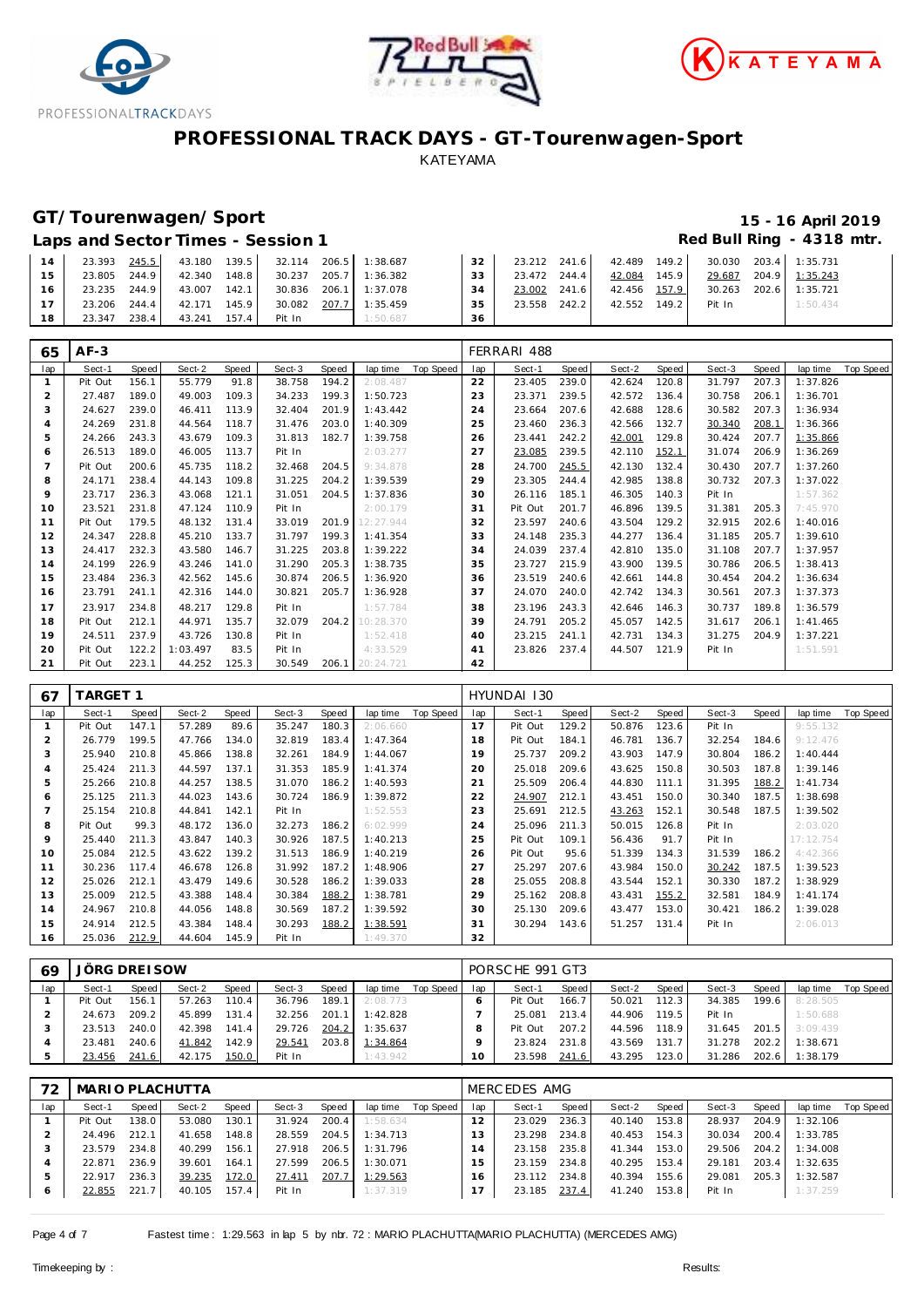# PROFESSIONAL TRACK DAYS - GT-Tourenwagen-Sport

KATEYAMA

## GT/Tourenwagen/Sport

**15 - 16 April 2019**

### Laps and Sector Times - Session 1

**Red Bull Ring - 4318 mtr.**

| lap | Sect-1 | Speed | Sect-2 | Speed | Sect-3 | Speed | lap time | Top Speed | lap | Sect-1 | Speed | Sect-2 | Speed | Sect-3 | Speed | lap time | Top Speed |
|---|---|---|---|---|---|---|---|---|---|---|---|---|---|---|---|---|---|
| 14 | 23.393 | 245.5 | 43.180 | 139.5 | 32.114 | 206.5 | 1:38.687 | | 32 | 23.212 | 241.6 | 42.489 | 149.2 | 30.030 | 203.4 | 1:35.731 | |
| 15 | 23.805 | 244.9 | 42.340 | 148.8 | 30.237 | 205.7 | 1:36.382 | | 33 | 23.472 | 244.4 | 42.084 | 145.9 | 29.687 | 204.9 | 1:35.243 | |
| 16 | 23.235 | 244.9 | 43.007 | 142.1 | 30.836 | 206.1 | 1:37.078 | | 34 | 23.002 | 241.6 | 42.456 | 157.9 | 30.263 | 202.6 | 1:35.721 | |
| 17 | 23.206 | 244.4 | 42.171 | 145.9 | 30.082 | 207.7 | 1:35.459 | | 35 | 23.558 | 242.2 | 42.552 | 149.2 | Pit In | | 1:50.434 | |
| 18 | 23.347 | 238.4 | 43.241 | 157.4 | Pit In | | 1:50.687 | | 36 | | | | | | | | |

| 65 | AF-3 | | | | | | | | FERRARI 488 | | | | | | | | |
|---|---|---|---|---|---|---|---|---|---|---|---|---|---|---|---|---|---|
| lap | Sect-1 | Speed | Sect-2 | Speed | Sect-3 | Speed | lap time | Top Speed | lap | Sect-1 | Speed | Sect-2 | Speed | Sect-3 | Speed | lap time | Top Speed |
| 1 | Pit Out | 156.1 | 55.779 | 91.8 | 38.758 | 194.2 | 2:08.487 | | 22 | 23.405 | 239.0 | 42.624 | 120.8 | 31.797 | 207.3 | 1:37.826 | |
| 2 | 27.487 | 189.0 | 49.003 | 109.3 | 34.233 | 199.3 | 1:50.723 | | 23 | 23.371 | 239.5 | 42.572 | 136.4 | 30.758 | 206.1 | 1:36.701 | |
| 3 | 24.627 | 239.0 | 46.411 | 113.9 | 32.404 | 201.9 | 1:43.442 | | 24 | 23.664 | 207.6 | 42.688 | 128.6 | 30.582 | 207.3 | 1:36.934 | |
| 4 | 24.269 | 231.8 | 44.564 | 118.7 | 31.476 | 203.0 | 1:40.309 | | 25 | 23.460 | 236.3 | 42.566 | 132.7 | 30.340 | 208.1 | 1:36.366 | |
| 5 | 24.266 | 243.3 | 43.679 | 109.3 | 31.813 | 182.7 | 1:39.758 | | 26 | 23.441 | 242.2 | 42.001 | 129.8 | 30.424 | 207.7 | 1:35.866 | |
| 6 | 26.513 | 189.0 | 46.005 | 113.7 | Pit In | | 2:03.277 | | 27 | 23.085 | 239.5 | 42.110 | 152.1 | 31.074 | 206.9 | 1:36.269 | |
| 7 | Pit Out | 200.6 | 45.735 | 118.2 | 32.468 | 204.5 | 9:34.878 | | 28 | 24.700 | 245.5 | 42.130 | 132.4 | 30.430 | 207.7 | 1:37.260 | |
| 8 | 24.171 | 238.4 | 44.143 | 109.8 | 31.225 | 204.2 | 1:39.539 | | 29 | 23.305 | 244.4 | 42.985 | 138.8 | 30.732 | 207.3 | 1:37.022 | |
| 9 | 23.717 | 236.3 | 43.068 | 121.1 | 31.051 | 204.5 | 1:37.836 | | 30 | 26.116 | 185.1 | 46.305 | 140.3 | Pit In | | 1:57.362 | |
| 10 | 23.521 | 231.8 | 47.124 | 110.9 | Pit In | | 2:00.179 | | 31 | Pit Out | 201.7 | 46.896 | 139.5 | 31.381 | 205.3 | 7:45.970 | |
| 11 | Pit Out | 179.5 | 48.132 | 131.4 | 33.019 | 201.9 | 12:27.944 | | 32 | 23.597 | 240.6 | 43.504 | 129.2 | 32.915 | 202.6 | 1:40.016 | |
| 12 | 24.347 | 228.8 | 45.210 | 133.7 | 31.797 | 199.3 | 1:41.354 | | 33 | 24.148 | 235.3 | 44.277 | 136.4 | 31.185 | 205.7 | 1:39.610 | |
| 13 | 24.417 | 232.3 | 43.580 | 146.7 | 31.225 | 203.8 | 1:39.222 | | 34 | 24.039 | 237.4 | 42.810 | 135.0 | 31.108 | 207.7 | 1:37.957 | |
| 14 | 24.199 | 226.9 | 43.246 | 141.0 | 31.290 | 205.3 | 1:38.735 | | 35 | 23.727 | 215.9 | 43.900 | 139.5 | 30.786 | 206.5 | 1:38.413 | |
| 15 | 23.484 | 236.3 | 42.562 | 145.6 | 30.874 | 206.5 | 1:36.920 | | 36 | 23.519 | 240.6 | 42.661 | 144.8 | 30.454 | 204.2 | 1:36.634 | |
| 16 | 23.791 | 241.1 | 42.316 | 144.0 | 30.821 | 205.7 | 1:36.928 | | 37 | 24.070 | 240.0 | 42.742 | 134.3 | 30.561 | 207.3 | 1:37.373 | |
| 17 | 23.917 | 234.8 | 48.217 | 129.8 | Pit In | | 1:57.784 | | 38 | 23.196 | 243.3 | 42.646 | 146.3 | 30.737 | 189.8 | 1:36.579 | |
| 18 | Pit Out | 212.1 | 44.971 | 135.7 | 32.079 | 204.2 | 10:28.370 | | 39 | 24.791 | 205.2 | 45.057 | 142.5 | 31.617 | 206.1 | 1:41.465 | |
| 19 | 24.511 | 237.9 | 43.726 | 130.8 | Pit In | | 1:52.418 | | 40 | 23.215 | 241.1 | 42.731 | 134.3 | 31.275 | 204.9 | 1:37.221 | |
| 20 | Pit Out | 122.2 | 1:03.497 | 83.5 | Pit In | | 4:33.529 | | 41 | 23.826 | 237.4 | 44.507 | 121.9 | Pit In | | 1:51.591 | |
| 21 | Pit Out | 223.1 | 44.252 | 125.3 | 30.549 | 206.1 | 20:24.721 | | 42 | | | | | | | | |

| 67 | TARGET 1 | | | | | | | | HYUNDAI I30 | | | | | | | | |
|---|---|---|---|---|---|---|---|---|---|---|---|---|---|---|---|---|---|
| lap | Sect-1 | Speed | Sect-2 | Speed | Sect-3 | Speed | lap time | Top Speed | lap | Sect-1 | Speed | Sect-2 | Speed | Sect-3 | Speed | lap time | Top Speed |
| 1 | Pit Out | 147.1 | 57.289 | 89.6 | 35.247 | 180.3 | 2:06.660 | | 17 | Pit Out | 129.2 | 50.876 | 123.6 | Pit In | | 9:55.132 | |
| 2 | 26.779 | 199.5 | 47.766 | 134.0 | 32.819 | 183.4 | 1:47.364 | | 18 | Pit Out | 184.1 | 46.781 | 136.7 | 32.254 | 184.6 | 9:12.476 | |
| 3 | 25.940 | 210.8 | 45.866 | 138.8 | 32.261 | 184.9 | 1:44.067 | | 19 | 25.737 | 209.2 | 43.903 | 147.9 | 30.804 | 186.2 | 1:40.444 | |
| 4 | 25.424 | 211.3 | 44.597 | 137.1 | 31.353 | 185.9 | 1:41.374 | | 20 | 25.018 | 209.6 | 43.625 | 150.8 | 30.503 | 187.8 | 1:39.146 | |
| 5 | 25.266 | 210.8 | 44.257 | 138.5 | 31.070 | 186.2 | 1:40.593 | | 21 | 25.509 | 206.4 | 44.830 | 111.1 | 31.395 | 188.2 | 1:41.734 | |
| 6 | 25.125 | 211.3 | 44.023 | 143.6 | 30.724 | 186.9 | 1:39.872 | | 22 | 24.907 | 212.1 | 43.451 | 150.0 | 30.340 | 187.5 | 1:38.698 | |
| 7 | 25.154 | 210.8 | 44.841 | 142.1 | Pit In | | 1:52.553 | | 23 | 25.691 | 212.5 | 43.263 | 152.1 | 30.548 | 187.5 | 1:39.502 | |
| 8 | Pit Out | 99.3 | 48.172 | 136.0 | 32.273 | 186.2 | 6:02.999 | | 24 | 25.096 | 211.3 | 50.015 | 126.8 | Pit In | | 2:03.020 | |
| 9 | 25.440 | 211.3 | 43.847 | 140.3 | 30.926 | 187.5 | 1:40.213 | | 25 | Pit Out | 109.1 | 56.436 | 91.7 | Pit In | | 17:12.754 | |
| 10 | 25.084 | 212.5 | 43.622 | 139.2 | 31.513 | 186.9 | 1:40.219 | | 26 | Pit Out | 95.6 | 51.339 | 134.3 | 31.539 | 186.2 | 4:42.366 | |
| 11 | 30.236 | 117.4 | 46.678 | 126.8 | 31.992 | 187.2 | 1:48.906 | | 27 | 25.297 | 207.6 | 43.984 | 150.0 | 30.242 | 187.5 | 1:39.523 | |
| 12 | 25.026 | 212.1 | 43.479 | 149.6 | 30.528 | 186.2 | 1:39.033 | | 28 | 25.055 | 208.8 | 43.544 | 152.1 | 30.330 | 187.2 | 1:38.929 | |
| 13 | 25.009 | 212.5 | 43.388 | 148.4 | 30.384 | 188.2 | 1:38.781 | | 29 | 25.162 | 208.8 | 43.431 | 155.2 | 32.581 | 184.9 | 1:41.174 | |
| 14 | 24.967 | 210.8 | 44.056 | 148.8 | 30.569 | 187.2 | 1:39.592 | | 30 | 25.130 | 209.6 | 43.477 | 153.0 | 30.421 | 186.2 | 1:39.028 | |
| 15 | 24.914 | 212.5 | 43.384 | 148.4 | 30.293 | 188.2 | 1:38.591 | | 31 | 30.294 | 143.6 | 51.257 | 131.4 | Pit In | | 2:06.013 | |
| 16 | 25.036 | 212.9 | 44.604 | 145.9 | Pit In | | 1:49.370 | | 32 | | | | | | | | |

| 69 | JÖRG DREISOW | | | | | | | | PORSCHE 991 GT3 | | | | | | | | |
|---|---|---|---|---|---|---|---|---|---|---|---|---|---|---|---|---|---|
| lap | Sect-1 | Speed | Sect-2 | Speed | Sect-3 | Speed | lap time | Top Speed | lap | Sect-1 | Speed | Sect-2 | Speed | Sect-3 | Speed | lap time | Top Speed |
| 1 | Pit Out | 156.1 | 57.263 | 110.4 | 36.796 | 189.1 | 2:08.773 | | 6 | Pit Out | 166.7 | 50.021 | 112.3 | 34.385 | 199.6 | 8:28.505 | |
| 2 | 24.673 | 209.2 | 45.899 | 131.4 | 32.256 | 201.1 | 1:42.828 | | 7 | 25.081 | 213.4 | 44.906 | 119.5 | Pit In | | 1:50.688 | |
| 3 | 23.513 | 240.0 | 42.398 | 141.4 | 29.726 | 204.2 | 1:35.637 | | 8 | Pit Out | 207.2 | 44.596 | 118.9 | 31.645 | 201.5 | 3:09.439 | |
| 4 | 23.481 | 240.6 | 41.842 | 142.9 | 29.541 | 203.8 | 1:34.864 | | 9 | 23.824 | 231.8 | 43.569 | 131.7 | 31.278 | 202.2 | 1:38.671 | |
| 5 | 23.456 | 241.6 | 42.175 | 150.0 | Pit In | | 1:43.942 | | 10 | 23.598 | 241.6 | 43.295 | 123.0 | 31.286 | 202.6 | 1:38.179 | |

| 72 | MARIO PLACHUTTA | | | | | | | | MERCEDES AMG | | | | | | | | |
|---|---|---|---|---|---|---|---|---|---|---|---|---|---|---|---|---|---|
| lap | Sect-1 | Speed | Sect-2 | Speed | Sect-3 | Speed | lap time | Top Speed | lap | Sect-1 | Speed | Sect-2 | Speed | Sect-3 | Speed | lap time | Top Speed |
| 1 | Pit Out | 138.0 | 53.080 | 130.1 | 31.924 | 200.4 | 1:58.634 | | 12 | 23.029 | 236.3 | 40.140 | 153.8 | 28.937 | 204.9 | 1:32.106 | |
| 2 | 24.496 | 212.1 | 41.658 | 148.8 | 28.559 | 204.5 | 1:34.713 | | 13 | 23.298 | 234.8 | 40.453 | 154.3 | 30.034 | 200.4 | 1:33.785 | |
| 3 | 23.579 | 234.8 | 40.299 | 156.1 | 27.918 | 206.5 | 1:31.796 | | 14 | 23.158 | 235.8 | 41.344 | 153.0 | 29.506 | 204.2 | 1:34.008 | |
| 4 | 22.871 | 236.9 | 39.601 | 164.1 | 27.599 | 206.5 | 1:30.071 | | 15 | 23.159 | 234.8 | 40.295 | 153.4 | 29.181 | 203.4 | 1:32.635 | |
| 5 | 22.917 | 236.3 | 39.235 | 172.0 | 27.411 | 207.7 | 1:29.563 | | 16 | 23.112 | 234.8 | 40.394 | 155.6 | 29.081 | 205.3 | 1:32.587 | |
| 6 | 22.855 | 221.7 | 40.105 | 157.4 | Pit In | | 1:37.319 | | 17 | 23.185 | 237.4 | 41.240 | 153.8 | Pit In | | 1:37.259 | |

Fastest time : 1:29.563 in lap 5 by nbr. 72 : MARIO PLACHUTTA(MARIO PLACHUTTA) (MERCEDES AMG)

Timekeeping by : Results: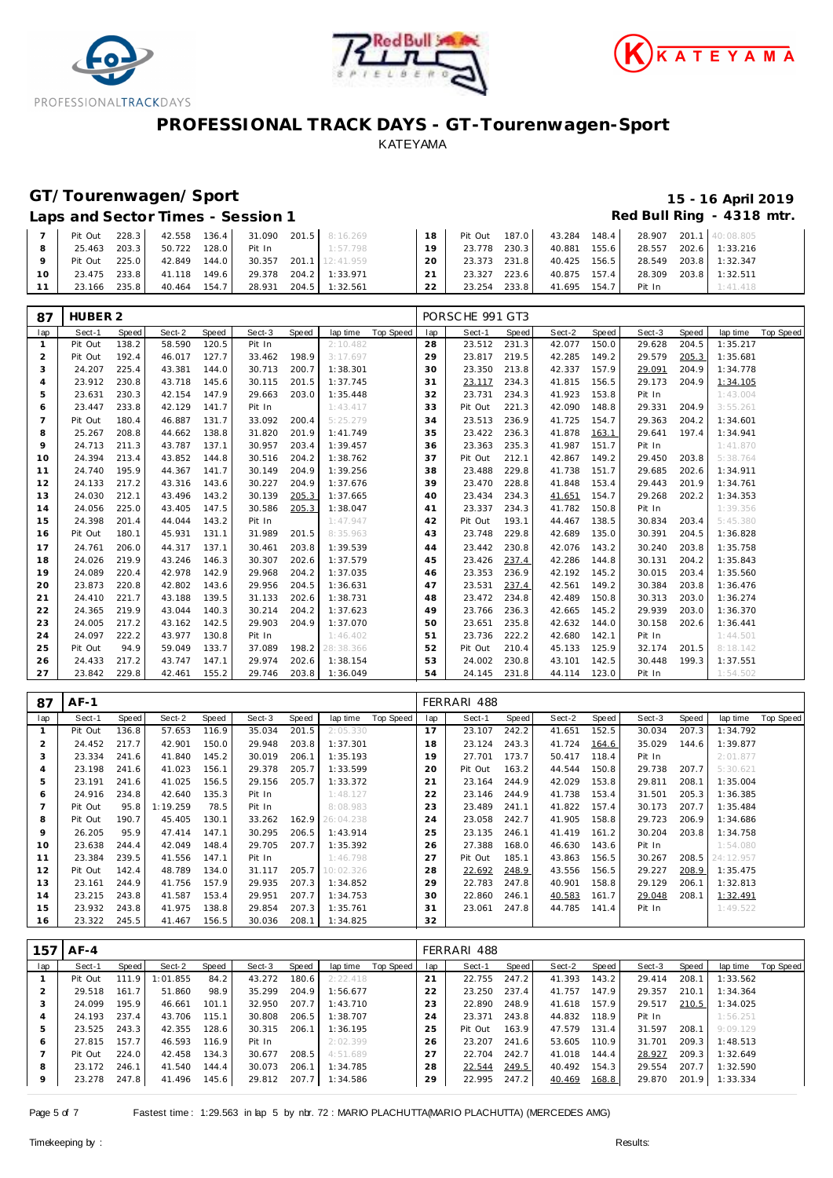# PROFESSIONAL TRACK DAYS - GT-Tourenwagen-Sport

KATEYAMA

## GT/Tourenwagen/Sport

**15 - 16 April 2019**

### Laps and Sector Times - Session 1

**Red Bull Ring - 4318 mtr.**

| lap | Sect-1 | Speed | Sect-2 | Speed | Sect-3 | Speed | lap time | Top Speed | lap | Sect-1 | Speed | Sect-2 | Speed | Sect-3 | Speed | lap time | Top Speed |
|---|---|---|---|---|---|---|---|---|---|---|---|---|---|---|---|---|---|
| 7 | Pit Out | 228.3 | 42.558 | 136.4 | 31.090 | 201.5 | 8:16.269 | | 18 | Pit Out | 187.0 | 43.284 | 148.4 | 28.907 | 201.1 | 40:08.805 | |
| 8 | 25.463 | 203.3 | 50.722 | 128.0 | Pit In | | 1:57.798 | | 19 | 23.778 | 230.3 | 40.881 | 155.6 | 28.557 | 202.6 | 1:33.216 | |
| 9 | Pit Out | 225.0 | 42.849 | 144.0 | 30.357 | 201.1 | 12:41.959 | | 20 | 23.373 | 231.8 | 40.425 | 156.5 | 28.549 | 203.8 | 1:32.347 | |
| 10 | 23.475 | 233.8 | 41.118 | 149.6 | 29.378 | 204.2 | 1:33.971 | | 21 | 23.327 | 223.6 | 40.875 | 157.4 | 28.309 | 203.8 | 1:32.511 | |
| 11 | 23.166 | 235.8 | 40.464 | 154.7 | 28.931 | 204.5 | 1:32.561 | | 22 | 23.254 | 233.8 | 41.695 | 154.7 | Pit In | | 1:41.418 | |

**87 HUBER 2** — PORSCHE 991 GT3

| lap | Sect-1 | Speed | Sect-2 | Speed | Sect-3 | Speed | lap time | Top Speed | lap | Sect-1 | Speed | Sect-2 | Speed | Sect-3 | Speed | lap time | Top Speed |
|---|---|---|---|---|---|---|---|---|---|---|---|---|---|---|---|---|---|
| 1 | Pit Out | 138.2 | 58.590 | 120.5 | Pit In | | 2:10.482 | | 28 | 23.512 | 231.3 | 42.077 | 150.0 | 29.628 | 204.5 | 1:35.217 | |
| 2 | Pit Out | 192.4 | 46.017 | 127.7 | 33.462 | 198.9 | 3:17.697 | | 29 | 23.817 | 219.5 | 42.285 | 149.2 | 29.579 | 205.3 | 1:35.681 | |
| 3 | 24.207 | 225.4 | 43.381 | 144.0 | 30.713 | 200.7 | 1:38.301 | | 30 | 23.350 | 213.8 | 42.337 | 157.9 | 29.091 | 204.9 | 1:34.778 | |
| 4 | 23.912 | 230.8 | 43.718 | 145.6 | 30.115 | 201.5 | 1:37.745 | | 31 | 23.117 | 234.3 | 41.815 | 156.5 | 29.173 | 204.9 | 1:34.105 | |
| 5 | 23.631 | 230.3 | 42.154 | 147.9 | 29.663 | 203.0 | 1:35.448 | | 32 | 23.731 | 234.3 | 41.923 | 153.8 | Pit In | | 1:43.004 | |
| 6 | 23.447 | 233.8 | 42.129 | 141.7 | Pit In | | 1:43.417 | | 33 | Pit Out | 221.3 | 42.090 | 148.8 | 29.331 | 204.9 | 3:55.261 | |
| 7 | Pit Out | 180.4 | 46.887 | 131.7 | 33.092 | 200.4 | 5:25.279 | | 34 | 23.513 | 236.9 | 41.725 | 154.7 | 29.363 | 204.2 | 1:34.601 | |
| 8 | 25.267 | 208.8 | 44.662 | 138.8 | 31.820 | 201.9 | 1:41.749 | | 35 | 23.422 | 236.3 | 41.878 | 163.1 | 29.641 | 197.4 | 1:34.941 | |
| 9 | 24.713 | 211.3 | 43.787 | 137.1 | 30.957 | 203.4 | 1:39.457 | | 36 | 23.363 | 235.3 | 41.987 | 151.7 | Pit In | | 1:41.870 | |
| 10 | 24.394 | 213.4 | 43.852 | 144.8 | 30.516 | 204.2 | 1:38.762 | | 37 | Pit Out | 212.1 | 42.867 | 149.2 | 29.450 | 203.8 | 5:38.764 | |
| 11 | 24.740 | 195.9 | 44.367 | 141.7 | 30.149 | 204.9 | 1:39.256 | | 38 | 23.488 | 229.8 | 41.738 | 151.7 | 29.685 | 202.6 | 1:34.911 | |
| 12 | 24.133 | 217.2 | 43.316 | 143.6 | 30.227 | 204.9 | 1:37.676 | | 39 | 23.470 | 228.8 | 41.848 | 153.4 | 29.443 | 201.9 | 1:34.761 | |
| 13 | 24.030 | 212.1 | 43.496 | 143.2 | 30.139 | 205.3 | 1:37.665 | | 40 | 23.434 | 234.3 | 41.651 | 154.7 | 29.268 | 202.2 | 1:34.353 | |
| 14 | 24.056 | 225.0 | 43.405 | 147.5 | 30.586 | 205.3 | 1:38.047 | | 41 | 23.337 | 234.3 | 41.782 | 150.8 | Pit In | | 1:39.356 | |
| 15 | 24.398 | 201.4 | 44.044 | 143.2 | Pit In | | 1:47.947 | | 42 | Pit Out | 193.1 | 44.467 | 138.5 | 30.834 | 203.4 | 5:45.380 | |
| 16 | Pit Out | 180.1 | 45.931 | 131.1 | 31.989 | 201.5 | 8:35.963 | | 43 | 23.748 | 229.8 | 42.689 | 135.0 | 30.391 | 204.5 | 1:36.828 | |
| 17 | 24.761 | 206.0 | 44.317 | 137.1 | 30.461 | 203.8 | 1:39.539 | | 44 | 23.442 | 230.8 | 42.076 | 143.2 | 30.240 | 203.8 | 1:35.758 | |
| 18 | 24.026 | 219.9 | 43.246 | 146.3 | 30.307 | 202.6 | 1:37.579 | | 45 | 23.426 | 237.4 | 42.286 | 144.8 | 30.131 | 204.2 | 1:35.843 | |
| 19 | 24.089 | 220.4 | 42.978 | 142.9 | 29.968 | 204.2 | 1:37.035 | | 46 | 23.353 | 236.9 | 42.192 | 145.2 | 30.015 | 203.4 | 1:35.560 | |
| 20 | 23.873 | 220.8 | 42.802 | 143.6 | 29.956 | 204.5 | 1:36.631 | | 47 | 23.531 | 237.4 | 42.561 | 149.2 | 30.384 | 203.8 | 1:36.476 | |
| 21 | 24.410 | 221.7 | 43.188 | 139.5 | 31.133 | 202.6 | 1:38.731 | | 48 | 23.472 | 234.8 | 42.489 | 150.8 | 30.313 | 203.0 | 1:36.274 | |
| 22 | 24.365 | 219.9 | 43.044 | 140.3 | 30.214 | 204.2 | 1:37.623 | | 49 | 23.766 | 236.3 | 42.665 | 145.2 | 29.939 | 203.0 | 1:36.370 | |
| 23 | 24.005 | 217.2 | 43.162 | 142.5 | 29.903 | 204.9 | 1:37.070 | | 50 | 23.651 | 235.8 | 42.632 | 144.0 | 30.158 | 202.6 | 1:36.441 | |
| 24 | 24.097 | 222.2 | 43.977 | 130.8 | Pit In | | 1:46.402 | | 51 | 23.736 | 222.2 | 42.680 | 142.1 | Pit In | | 1:44.501 | |
| 25 | Pit Out | 94.9 | 59.049 | 133.7 | 37.089 | 198.2 | 28:38.366 | | 52 | Pit Out | 210.4 | 45.133 | 125.9 | 32.174 | 201.5 | 8:18.142 | |
| 26 | 24.433 | 217.2 | 43.747 | 147.1 | 29.974 | 202.6 | 1:38.154 | | 53 | 24.002 | 230.8 | 43.101 | 142.5 | 30.448 | 199.3 | 1:37.551 | |
| 27 | 23.842 | 229.8 | 42.461 | 155.2 | 29.746 | 203.8 | 1:36.049 | | 54 | 24.145 | 231.8 | 44.114 | 123.0 | Pit In | | 1:54.502 | |

**87 AF-1** — FERRARI 488

| lap | Sect-1 | Speed | Sect-2 | Speed | Sect-3 | Speed | lap time | Top Speed | lap | Sect-1 | Speed | Sect-2 | Speed | Sect-3 | Speed | lap time | Top Speed |
|---|---|---|---|---|---|---|---|---|---|---|---|---|---|---|---|---|---|
| 1 | Pit Out | 136.8 | 57.653 | 116.9 | 35.034 | 201.5 | 2:05.330 | | 17 | 23.107 | 242.2 | 41.651 | 152.5 | 30.034 | 207.3 | 1:34.792 | |
| 2 | 24.452 | 217.7 | 42.901 | 150.0 | 29.948 | 203.8 | 1:37.301 | | 18 | 23.124 | 243.3 | 41.724 | 164.6 | 35.029 | 144.6 | 1:39.877 | |
| 3 | 23.334 | 241.6 | 41.840 | 145.2 | 30.019 | 206.1 | 1:35.193 | | 19 | 27.701 | 173.7 | 50.417 | 118.4 | Pit In | | 2:01.877 | |
| 4 | 23.198 | 241.6 | 41.023 | 156.1 | 29.378 | 205.7 | 1:33.599 | | 20 | Pit Out | 163.2 | 44.544 | 150.8 | 29.738 | 207.7 | 5:30.621 | |
| 5 | 23.191 | 241.6 | 41.025 | 156.5 | 29.156 | 205.7 | 1:33.372 | | 21 | 23.164 | 244.9 | 42.029 | 153.8 | 29.811 | 208.1 | 1:35.004 | |
| 6 | 24.916 | 234.8 | 42.640 | 135.3 | Pit In | | 1:48.127 | | 22 | 23.146 | 244.9 | 41.738 | 153.4 | 31.501 | 205.3 | 1:36.385 | |
| 7 | Pit Out | 95.8 | 1:19.259 | 78.5 | Pit In | | 8:08.983 | | 23 | 23.489 | 241.1 | 41.822 | 157.4 | 30.173 | 207.7 | 1:35.484 | |
| 8 | Pit Out | 190.7 | 45.405 | 130.1 | 33.262 | 162.9 | 26:04.238 | | 24 | 23.058 | 242.7 | 41.905 | 158.8 | 29.723 | 206.9 | 1:34.686 | |
| 9 | 26.205 | 95.9 | 47.414 | 147.1 | 30.295 | 206.5 | 1:43.914 | | 25 | 23.135 | 246.1 | 41.419 | 161.2 | 30.204 | 203.8 | 1:34.758 | |
| 10 | 23.638 | 244.4 | 42.049 | 148.4 | 29.705 | 207.7 | 1:35.392 | | 26 | 27.388 | 168.0 | 46.630 | 143.6 | Pit In | | 1:54.080 | |
| 11 | 23.384 | 239.5 | 41.556 | 147.1 | Pit In | | 1:46.798 | | 27 | Pit Out | 185.1 | 43.863 | 156.5 | 30.267 | 208.5 | 24:12.957 | |
| 12 | Pit Out | 142.4 | 48.789 | 134.0 | 31.117 | 205.7 | 10:02.326 | | 28 | 22.692 | 248.9 | 43.556 | 156.5 | 29.227 | 208.9 | 1:35.475 | |
| 13 | 23.161 | 244.9 | 41.756 | 157.9 | 29.935 | 207.3 | 1:34.852 | | 29 | 22.783 | 247.8 | 40.901 | 158.8 | 29.129 | 206.1 | 1:32.813 | |
| 14 | 23.215 | 243.8 | 41.587 | 153.4 | 29.951 | 207.7 | 1:34.753 | | 30 | 22.860 | 246.1 | 40.583 | 161.7 | 29.048 | 208.1 | 1:32.491 | |
| 15 | 23.932 | 243.8 | 41.975 | 138.8 | 29.854 | 207.3 | 1:35.761 | | 31 | 23.061 | 247.8 | 44.785 | 141.4 | Pit In | | 1:49.522 | |
| 16 | 23.322 | 245.5 | 41.467 | 156.5 | 30.036 | 208.1 | 1:34.825 | | 32 | | | | | | | | |

**157 AF-4** — FERRARI 488

| lap | Sect-1 | Speed | Sect-2 | Speed | Sect-3 | Speed | lap time | Top Speed | lap | Sect-1 | Speed | Sect-2 | Speed | Sect-3 | Speed | lap time | Top Speed |
|---|---|---|---|---|---|---|---|---|---|---|---|---|---|---|---|---|---|
| 1 | Pit Out | 111.9 | 1:01.855 | 84.2 | 43.272 | 180.6 | 2:22.418 | | 21 | 22.755 | 247.2 | 41.393 | 143.2 | 29.414 | 208.1 | 1:33.562 | |
| 2 | 29.518 | 161.7 | 51.860 | 98.9 | 35.299 | 204.9 | 1:56.677 | | 22 | 23.250 | 237.4 | 41.757 | 147.9 | 29.357 | 210.1 | 1:34.364 | |
| 3 | 24.099 | 195.9 | 46.661 | 101.1 | 32.950 | 207.7 | 1:43.710 | | 23 | 22.890 | 248.9 | 41.618 | 157.9 | 29.517 | 210.5 | 1:34.025 | |
| 4 | 24.193 | 237.4 | 43.706 | 115.1 | 30.808 | 206.5 | 1:38.707 | | 24 | 23.371 | 243.8 | 44.832 | 118.9 | Pit In | | 1:56.251 | |
| 5 | 23.525 | 243.3 | 42.355 | 128.6 | 30.315 | 206.1 | 1:36.195 | | 25 | Pit Out | 163.9 | 47.579 | 131.4 | 31.597 | 208.1 | 9:09.129 | |
| 6 | 27.815 | 157.7 | 46.593 | 116.9 | Pit In | | 2:02.399 | | 26 | 23.207 | 241.6 | 53.605 | 110.9 | 31.701 | 209.3 | 1:48.513 | |
| 7 | Pit Out | 224.0 | 42.458 | 134.3 | 30.677 | 208.5 | 4:51.689 | | 27 | 22.704 | 242.7 | 41.018 | 144.4 | 28.927 | 209.3 | 1:32.649 | |
| 8 | 23.172 | 246.1 | 41.540 | 144.4 | 30.073 | 206.1 | 1:34.785 | | 28 | 22.544 | 249.5 | 40.492 | 154.3 | 29.554 | 207.7 | 1:32.590 | |
| 9 | 23.278 | 247.8 | 41.496 | 145.6 | 29.812 | 207.7 | 1:34.586 | | 29 | 22.995 | 247.2 | 40.469 | 168.8 | 29.870 | 201.9 | 1:33.334 | |

Fastest time : 1:29.563 in lap 5 by nbr. 72 : MARIO PLACHUTTA(MARIO PLACHUTTA) (MERCEDES AMG)

Timekeeping by : Results: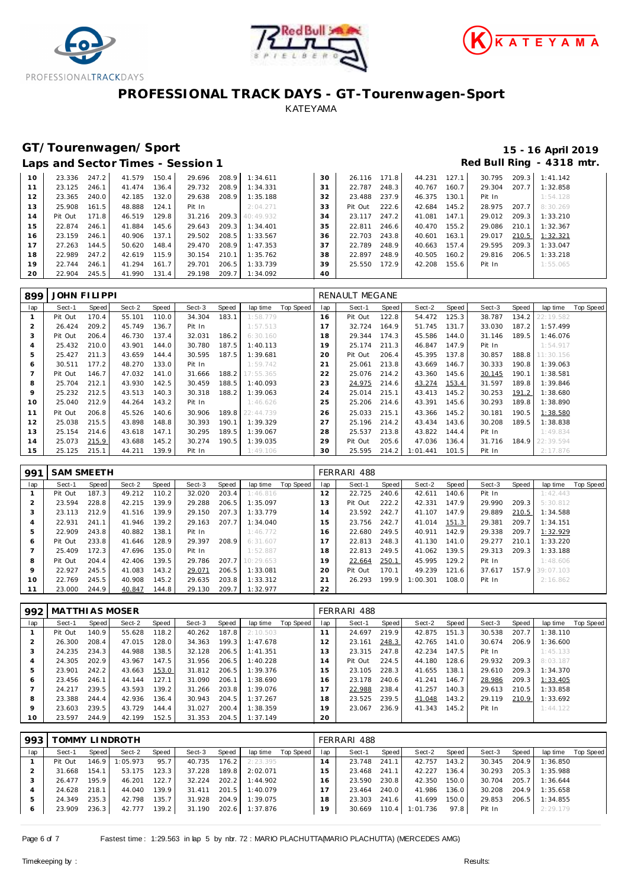# PROFESSIONAL TRACK DAYS - GT-Tourenwagen-Sport

KATEYAMA

## GT/Tourenwagen/Sport

**15 - 16 April 2019**

### Laps and Sector Times - Session 1

**Red Bull Ring - 4318 mtr.**

| lap | Sect-1 | Speed | Sect-2 | Speed | Sect-3 | Speed | lap time | Top Speed | lap | Sect-1 | Speed | Sect-2 | Speed | Sect-3 | Speed | lap time | Top Speed |
|---|---|---|---|---|---|---|---|---|---|---|---|---|---|---|---|---|---|
| 10 | 23.336 | 247.2 | 41.579 | 150.4 | 29.696 | 208.9 | 1:34.611 | | 30 | 26.116 | 171.8 | 44.231 | 127.1 | 30.795 | 209.3 | 1:41.142 | |
| 11 | 23.125 | 246.1 | 41.474 | 136.4 | 29.732 | 208.9 | 1:34.331 | | 31 | 22.787 | 248.3 | 40.767 | 160.7 | 29.304 | 207.7 | 1:32.858 | |
| 12 | 23.365 | 240.0 | 42.185 | 132.0 | 29.638 | 208.9 | 1:35.188 | | 32 | 23.488 | 237.9 | 46.375 | 130.1 | Pit In | | 1:54.128 | |
| 13 | 25.908 | 161.5 | 48.888 | 124.1 | Pit In | | 2:04.271 | | 33 | Pit Out | 222.6 | 42.684 | 145.2 | 28.975 | 207.7 | 8:30.269 | |
| 14 | Pit Out | 171.8 | 46.519 | 129.8 | 31.216 | 209.3 | 40:49.932 | | 34 | 23.117 | 247.2 | 41.081 | 147.1 | 29.012 | 209.3 | 1:33.210 | |
| 15 | 22.874 | 246.1 | 41.884 | 145.6 | 29.643 | 209.3 | 1:34.401 | | 35 | 22.811 | 246.6 | 40.470 | 155.2 | 29.086 | 210.1 | 1:32.367 | |
| 16 | 23.159 | 246.1 | 40.906 | 137.1 | 29.502 | 208.5 | 1:33.567 | | 36 | 22.703 | 243.8 | 40.601 | 163.1 | 29.017 | 210.5 | 1:32.321 | |
| 17 | 27.263 | 144.5 | 50.620 | 148.4 | 29.470 | 208.9 | 1:47.353 | | 37 | 22.789 | 248.9 | 40.663 | 157.4 | 29.595 | 209.3 | 1:33.047 | |
| 18 | 22.989 | 247.2 | 42.619 | 115.9 | 30.154 | 210.1 | 1:35.762 | | 38 | 22.897 | 248.9 | 40.505 | 160.2 | 29.816 | 206.5 | 1:33.218 | |
| 19 | 22.744 | 246.1 | 41.294 | 161.7 | 29.701 | 206.5 | 1:33.739 | | 39 | 25.550 | 172.9 | 42.208 | 155.6 | Pit In | | 1:55.065 | |
| 20 | 22.904 | 245.5 | 41.990 | 131.4 | 29.198 | 209.7 | 1:34.092 | | 40 | | | | | | | | |

**899 JOHN FILIPPI** — RENAULT MEGANE

| lap | Sect-1 | Speed | Sect-2 | Speed | Sect-3 | Speed | lap time | Top Speed | lap | Sect-1 | Speed | Sect-2 | Speed | Sect-3 | Speed | lap time | Top Speed |
|---|---|---|---|---|---|---|---|---|---|---|---|---|---|---|---|---|---|
| 1 | Pit Out | 170.4 | 55.101 | 110.0 | 34.304 | 183.1 | 1:58.779 | | 16 | Pit Out | 122.8 | 54.472 | 125.3 | 38.787 | 134.2 | 22:19.582 | |
| 2 | 26.424 | 209.2 | 45.749 | 136.7 | Pit In | | 1:57.513 | | 17 | 32.724 | 164.9 | 51.745 | 131.7 | 33.030 | 187.2 | 1:57.499 | |
| 3 | Pit Out | 206.4 | 46.730 | 137.4 | 32.031 | 186.2 | 6:30.160 | | 18 | 29.344 | 174.3 | 45.586 | 144.0 | 31.146 | 189.5 | 1:46.076 | |
| 4 | 25.432 | 210.0 | 43.901 | 144.0 | 30.780 | 187.5 | 1:40.113 | | 19 | 25.174 | 211.3 | 46.847 | 147.9 | Pit In | | 1:54.917 | |
| 5 | 25.427 | 211.3 | 43.659 | 144.4 | 30.595 | 187.5 | 1:39.681 | | 20 | Pit Out | 206.4 | 45.395 | 137.8 | 30.857 | 188.8 | 11:30.156 | |
| 6 | 30.511 | 177.2 | 48.270 | 133.0 | Pit In | | 1:59.742 | | 21 | 25.061 | 213.8 | 43.669 | 146.7 | 30.333 | 190.8 | 1:39.063 | |
| 7 | Pit Out | 146.7 | 47.032 | 141.0 | 31.666 | 188.2 | 17:55.365 | | 22 | 25.076 | 214.2 | 43.360 | 145.6 | 30.145 | 190.1 | 1:38.581 | |
| 8 | 25.704 | 212.1 | 43.930 | 142.5 | 30.459 | 188.5 | 1:40.093 | | 23 | 24.975 | 214.6 | 43.274 | 153.4 | 31.597 | 189.8 | 1:39.846 | |
| 9 | 25.232 | 212.5 | 43.513 | 140.3 | 30.318 | 188.2 | 1:39.063 | | 24 | 25.014 | 215.1 | 43.413 | 145.2 | 30.253 | 191.2 | 1:38.680 | |
| 10 | 25.040 | 212.9 | 44.264 | 143.2 | Pit In | | 1:46.626 | | 25 | 25.206 | 214.6 | 43.391 | 145.6 | 30.293 | 189.8 | 1:38.890 | |
| 11 | Pit Out | 206.8 | 45.526 | 140.6 | 30.906 | 189.8 | 22:44.739 | | 26 | 25.033 | 215.1 | 43.366 | 145.2 | 30.181 | 190.5 | 1:38.580 | |
| 12 | 25.038 | 215.5 | 43.898 | 148.8 | 30.393 | 190.1 | 1:39.329 | | 27 | 25.196 | 214.2 | 43.434 | 143.6 | 30.208 | 189.5 | 1:38.838 | |
| 13 | 25.154 | 214.6 | 43.618 | 147.1 | 30.295 | 189.5 | 1:39.067 | | 28 | 25.537 | 213.8 | 43.822 | 144.4 | Pit In | | 1:49.834 | |
| 14 | 25.073 | 215.9 | 43.688 | 145.2 | 30.274 | 190.5 | 1:39.035 | | 29 | Pit Out | 205.6 | 47.036 | 136.4 | 31.716 | 184.9 | 22:39.594 | |
| 15 | 25.125 | 215.1 | 44.211 | 139.9 | Pit In | | 1:49.106 | | 30 | 25.595 | 214.2 | 1:01.441 | 101.5 | Pit In | | 2:17.876 | |

**991 SAM SMEETH** — FERRARI 488

| lap | Sect-1 | Speed | Sect-2 | Speed | Sect-3 | Speed | lap time | Top Speed | lap | Sect-1 | Speed | Sect-2 | Speed | Sect-3 | Speed | lap time | Top Speed |
|---|---|---|---|---|---|---|---|---|---|---|---|---|---|---|---|---|---|
| 1 | Pit Out | 187.3 | 49.212 | 110.2 | 32.020 | 203.4 | 1:46.816 | | 12 | 22.725 | 240.6 | 42.611 | 140.6 | Pit In | | 1:42.443 | |
| 2 | 23.594 | 228.8 | 42.215 | 139.9 | 29.288 | 206.5 | 1:35.097 | | 13 | Pit Out | 222.2 | 42.331 | 147.9 | 29.990 | 209.3 | 5:30.812 | |
| 3 | 23.113 | 212.9 | 41.516 | 139.9 | 29.150 | 207.3 | 1:33.779 | | 14 | 23.592 | 242.7 | 41.107 | 147.9 | 29.889 | 210.5 | 1:34.588 | |
| 4 | 22.931 | 241.1 | 41.946 | 139.2 | 29.163 | 207.7 | 1:34.040 | | 15 | 23.756 | 242.7 | 41.014 | 151.3 | 29.381 | 209.7 | 1:34.151 | |
| 5 | 22.909 | 243.8 | 40.882 | 138.1 | Pit In | | 1:46.772 | | 16 | 22.680 | 249.5 | 40.911 | 142.9 | 29.338 | 209.7 | 1:32.929 | |
| 6 | Pit Out | 233.8 | 41.646 | 128.9 | 29.397 | 208.9 | 6:31.607 | | 17 | 22.813 | 248.3 | 41.130 | 141.0 | 29.277 | 210.1 | 1:33.220 | |
| 7 | 25.409 | 172.3 | 47.696 | 135.0 | Pit In | | 1:52.887 | | 18 | 22.813 | 249.5 | 41.062 | 139.5 | 29.313 | 209.3 | 1:33.188 | |
| 8 | Pit Out | 204.4 | 42.406 | 139.5 | 29.786 | 207.7 | 10:29.653 | | 19 | 22.664 | 250.1 | 45.995 | 129.2 | Pit In | | 1:48.606 | |
| 9 | 22.927 | 245.5 | 41.083 | 143.2 | 29.071 | 206.5 | 1:33.081 | | 20 | Pit Out | 170.1 | 49.239 | 121.6 | 37.617 | 157.9 | 39:07.103 | |
| 10 | 22.769 | 245.5 | 40.908 | 145.2 | 29.635 | 203.8 | 1:33.312 | | 21 | 26.293 | 199.9 | 1:00.301 | 108.0 | Pit In | | 2:16.862 | |
| 11 | 23.000 | 244.9 | 40.847 | 144.8 | 29.130 | 209.7 | 1:32.977 | | 22 | | | | | | | | |

**992 MATTHIAS MOSER** — FERRARI 488

| lap | Sect-1 | Speed | Sect-2 | Speed | Sect-3 | Speed | lap time | Top Speed | lap | Sect-1 | Speed | Sect-2 | Speed | Sect-3 | Speed | lap time | Top Speed |
|---|---|---|---|---|---|---|---|---|---|---|---|---|---|---|---|---|---|
| 1 | Pit Out | 140.9 | 55.628 | 118.2 | 40.262 | 187.8 | 2:10.503 | | 11 | 24.697 | 219.9 | 42.875 | 151.3 | 30.538 | 207.7 | 1:38.110 | |
| 2 | 26.300 | 208.4 | 47.015 | 128.0 | 34.363 | 199.3 | 1:47.678 | | 12 | 23.161 | 248.3 | 42.765 | 141.0 | 30.674 | 206.9 | 1:36.600 | |
| 3 | 24.235 | 234.3 | 44.988 | 138.5 | 32.128 | 206.5 | 1:41.351 | | 13 | 23.315 | 247.8 | 42.234 | 147.5 | Pit In | | 1:45.133 | |
| 4 | 24.305 | 202.9 | 43.967 | 147.5 | 31.956 | 206.5 | 1:40.228 | | 14 | Pit Out | 224.5 | 44.180 | 128.6 | 29.932 | 209.3 | 8:03.187 | |
| 5 | 23.901 | 242.2 | 43.663 | 153.0 | 31.812 | 206.5 | 1:39.376 | | 15 | 23.105 | 228.3 | 41.655 | 138.1 | 29.610 | 209.3 | 1:34.370 | |
| 6 | 23.456 | 246.1 | 44.144 | 127.1 | 31.090 | 206.1 | 1:38.690 | | 16 | 23.178 | 240.6 | 41.241 | 146.7 | 28.986 | 209.3 | 1:33.405 | |
| 7 | 24.217 | 239.5 | 43.593 | 139.2 | 31.266 | 203.8 | 1:39.076 | | 17 | 22.988 | 238.4 | 41.257 | 140.3 | 29.613 | 210.5 | 1:33.858 | |
| 8 | 23.388 | 244.4 | 42.936 | 136.4 | 30.943 | 204.5 | 1:37.267 | | 18 | 23.525 | 239.5 | 41.048 | 143.2 | 29.119 | 210.9 | 1:33.692 | |
| 9 | 23.603 | 239.5 | 43.729 | 144.4 | 31.027 | 200.4 | 1:38.359 | | 19 | 23.067 | 236.9 | 41.343 | 145.2 | Pit In | | 1:44.122 | |
| 10 | 23.597 | 244.9 | 42.199 | 152.5 | 31.353 | 204.5 | 1:37.149 | | 20 | | | | | | | | |

**993 TOMMY LINDROTH** — FERRARI 488

| lap | Sect-1 | Speed | Sect-2 | Speed | Sect-3 | Speed | lap time | Top Speed | lap | Sect-1 | Speed | Sect-2 | Speed | Sect-3 | Speed | lap time | Top Speed |
|---|---|---|---|---|---|---|---|---|---|---|---|---|---|---|---|---|---|
| 1 | Pit Out | 146.9 | 1:05.973 | 95.7 | 40.735 | 176.2 | 2:23.395 | | 14 | 23.748 | 241.1 | 42.757 | 143.2 | 30.345 | 204.9 | 1:36.850 | |
| 2 | 31.668 | 154.1 | 53.175 | 123.3 | 37.228 | 189.8 | 2:02.071 | | 15 | 23.468 | 241.1 | 42.227 | 136.4 | 30.293 | 205.3 | 1:35.988 | |
| 3 | 26.477 | 195.9 | 46.201 | 122.7 | 32.224 | 202.2 | 1:44.902 | | 16 | 23.590 | 230.8 | 42.350 | 150.0 | 30.704 | 205.7 | 1:36.644 | |
| 4 | 24.628 | 218.1 | 44.040 | 139.9 | 31.411 | 201.5 | 1:40.079 | | 17 | 23.464 | 240.0 | 41.986 | 136.0 | 30.208 | 204.9 | 1:35.658 | |
| 5 | 24.349 | 235.3 | 42.798 | 135.7 | 31.928 | 204.9 | 1:39.075 | | 18 | 23.303 | 241.6 | 41.699 | 150.0 | 29.853 | 206.5 | 1:34.855 | |
| 6 | 23.909 | 236.3 | 42.777 | 139.2 | 31.190 | 202.6 | 1:37.876 | | 19 | 30.669 | 110.4 | 1:01.736 | 97.8 | Pit In | | 2:29.179 | |

Fastest time : 1:29.563 in lap 5 by nbr. 72 : MARIO PLACHUTTA(MARIO PLACHUTTA) (MERCEDES AMG)

Timekeeping by : Results: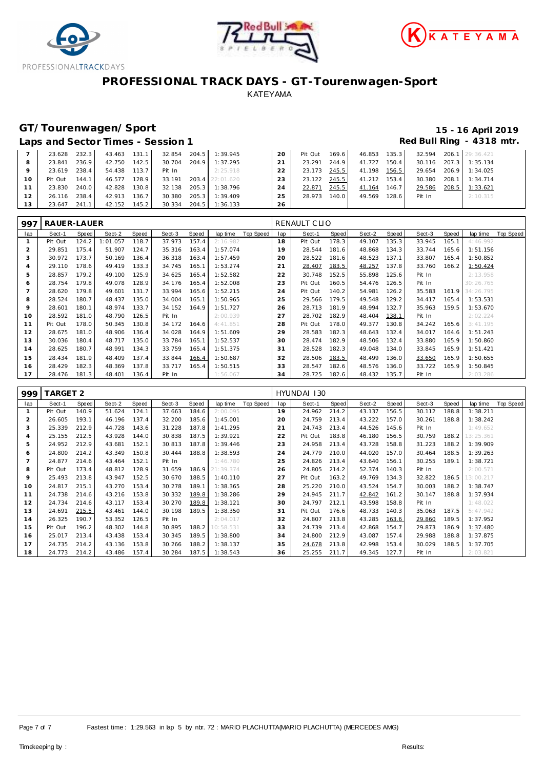# PROFESSIONAL TRACK DAYS - GT-Tourenwagen-Sport

KATEYAMA

## GT/Tourenwagen/Sport

**15 - 16 April 2019**

### Laps and Sector Times - Session 1

**Red Bull Ring - 4318 mtr.**

| lap | Sect-1 | Speed | Sect-2 | Speed | Sect-3 | Speed | lap time | Top Speed | lap | Sect-1 | Speed | Sect-2 | Speed | Sect-3 | Speed | lap time | Top Speed |
|---|---|---|---|---|---|---|---|---|---|---|---|---|---|---|---|---|---|
| 7 | 23.628 | 232.3 | 43.463 | 131.1 | 32.854 | 204.5 | 1:39.945 | | 20 | Pit Out | 169.6 | 46.853 | 135.3 | 32.594 | 206.1 | 29:36.421 | |
| 8 | 23.841 | 236.9 | 42.750 | 142.5 | 30.704 | 204.9 | 1:37.295 | | 21 | 23.291 | 244.9 | 41.727 | 150.4 | 30.116 | 207.3 | 1:35.134 | |
| 9 | 23.619 | 238.4 | 54.438 | 113.7 | Pit In | | 2:25.918 | | 22 | 23.173 | 245.5 | 41.198 | 156.5 | 29.654 | 206.9 | 1:34.025 | |
| 10 | Pit Out | 144.1 | 46.577 | 128.9 | 33.191 | 203.4 | 22:01.620 | | 23 | 23.122 | 245.5 | 41.212 | 153.4 | 30.380 | 208.1 | 1:34.714 | |
| 11 | 23.830 | 240.0 | 42.828 | 130.8 | 32.138 | 205.3 | 1:38.796 | | 24 | 22.871 | 245.5 | 41.164 | 146.7 | 29.586 | 208.5 | 1:33.621 | |
| 12 | 26.116 | 238.4 | 42.913 | 136.7 | 30.380 | 205.3 | 1:39.409 | | 25 | 28.973 | 140.0 | 49.569 | 128.6 | Pit In | | 2:10.315 | |
| 13 | 23.647 | 241.1 | 42.152 | 145.2 | 30.334 | 204.5 | 1:36.133 | | 26 | | | | | | | | |

**997 RAUER-LAUER** — RENAULT CLIO

| lap | Sect-1 | Speed | Sect-2 | Speed | Sect-3 | Speed | lap time | Top Speed | lap | Sect-1 | Speed | Sect-2 | Speed | Sect-3 | Speed | lap time | Top Speed |
|---|---|---|---|---|---|---|---|---|---|---|---|---|---|---|---|---|---|
| 1 | Pit Out | 124.2 | 1:01.057 | 118.7 | 37.973 | 157.4 | 2:16.982 | | 18 | Pit Out | 178.3 | 49.107 | 135.3 | 33.945 | 165.1 | 4:46.992 | |
| 2 | 29.851 | 175.4 | 51.907 | 124.7 | 35.316 | 163.4 | 1:57.074 | | 19 | 28.544 | 181.6 | 48.868 | 134.3 | 33.744 | 165.6 | 1:51.156 | |
| 3 | 30.972 | 173.7 | 50.169 | 136.4 | 36.318 | 163.4 | 1:57.459 | | 20 | 28.522 | 181.6 | 48.523 | 137.1 | 33.807 | 165.4 | 1:50.852 | |
| 4 | 29.110 | 178.6 | 49.419 | 133.3 | 34.745 | 165.1 | 1:53.274 | | 21 | 28.407 | 183.5 | 48.257 | 137.8 | 33.760 | 166.2 | 1:50.424 | |
| 5 | 28.857 | 179.2 | 49.100 | 125.9 | 34.625 | 165.4 | 1:52.582 | | 22 | 30.748 | 152.5 | 55.898 | 125.6 | Pit In | | 2:13.958 | |
| 6 | 28.754 | 179.8 | 49.078 | 128.9 | 34.176 | 165.4 | 1:52.008 | | 23 | Pit Out | 160.5 | 54.476 | 126.5 | Pit In | | 30:26.765 | |
| 7 | 28.620 | 179.8 | 49.601 | 131.7 | 33.994 | 165.6 | 1:52.215 | | 24 | Pit Out | 140.2 | 54.981 | 126.2 | 35.583 | 161.9 | 34:26.795 | |
| 8 | 28.524 | 180.7 | 48.437 | 135.0 | 34.004 | 165.1 | 1:50.965 | | 25 | 29.566 | 179.5 | 49.548 | 129.2 | 34.417 | 165.4 | 1:53.531 | |
| 9 | 28.601 | 180.1 | 48.974 | 133.7 | 34.152 | 164.9 | 1:51.727 | | 26 | 28.713 | 181.9 | 48.994 | 132.7 | 35.963 | 159.5 | 1:53.670 | |
| 10 | 28.592 | 181.0 | 48.790 | 126.5 | Pit In | | 2:00.939 | | 27 | 28.702 | 182.9 | 48.404 | 138.1 | Pit In | | 2:02.224 | |
| 11 | Pit Out | 178.0 | 50.345 | 130.8 | 34.172 | 164.6 | 4:41.851 | | 28 | Pit Out | 178.0 | 49.377 | 130.8 | 34.242 | 165.6 | 3:41.195 | |
| 12 | 28.675 | 181.0 | 48.906 | 136.4 | 34.028 | 164.9 | 1:51.609 | | 29 | 28.583 | 182.3 | 48.643 | 132.4 | 34.017 | 164.6 | 1:51.243 | |
| 13 | 30.036 | 180.4 | 48.717 | 135.0 | 33.784 | 165.1 | 1:52.537 | | 30 | 28.474 | 182.9 | 48.506 | 132.4 | 33.880 | 165.9 | 1:50.860 | |
| 14 | 28.625 | 180.7 | 48.991 | 134.3 | 33.759 | 165.4 | 1:51.375 | | 31 | 28.528 | 182.3 | 49.048 | 134.0 | 33.845 | 165.9 | 1:51.421 | |
| 15 | 28.434 | 181.9 | 48.409 | 137.4 | 33.844 | 166.4 | 1:50.687 | | 32 | 28.506 | 183.5 | 48.499 | 136.0 | 33.650 | 165.9 | 1:50.655 | |
| 16 | 28.429 | 182.3 | 48.369 | 137.8 | 33.717 | 165.4 | 1:50.515 | | 33 | 28.547 | 182.6 | 48.576 | 136.0 | 33.722 | 165.9 | 1:50.845 | |
| 17 | 28.476 | 181.3 | 48.401 | 136.4 | Pit In | | 1:56.067 | | 34 | 28.725 | 182.6 | 48.432 | 135.7 | Pit In | | 2:03.286 | |

**999 TARGET 2** — HYUNDAI I30

| lap | Sect-1 | Speed | Sect-2 | Speed | Sect-3 | Speed | lap time | Top Speed | lap | Sect-1 | Speed | Sect-2 | Speed | Sect-3 | Speed | lap time | Top Speed |
|---|---|---|---|---|---|---|---|---|---|---|---|---|---|---|---|---|---|
| 1 | Pit Out | 140.9 | 51.624 | 124.1 | 37.663 | 184.6 | 2:00.095 | | 19 | 24.962 | 214.2 | 43.137 | 156.5 | 30.112 | 188.8 | 1:38.211 | |
| 2 | 26.605 | 193.1 | 46.196 | 137.4 | 32.200 | 185.6 | 1:45.001 | | 20 | 24.759 | 213.4 | 43.222 | 157.0 | 30.261 | 188.8 | 1:38.242 | |
| 3 | 25.339 | 212.9 | 44.728 | 143.6 | 31.228 | 187.8 | 1:41.295 | | 21 | 24.743 | 213.4 | 44.526 | 145.6 | Pit In | | 1:49.652 | |
| 4 | 25.155 | 212.5 | 43.928 | 144.0 | 30.838 | 187.5 | 1:39.921 | | 22 | Pit Out | 183.8 | 46.180 | 156.5 | 30.759 | 188.2 | 13:25.361 | |
| 5 | 24.952 | 212.9 | 43.681 | 152.1 | 30.813 | 187.8 | 1:39.446 | | 23 | 24.958 | 213.4 | 43.728 | 158.8 | 31.223 | 188.2 | 1:39.909 | |
| 6 | 24.800 | 214.2 | 43.349 | 150.8 | 30.444 | 188.8 | 1:38.593 | | 24 | 24.779 | 210.0 | 44.020 | 157.0 | 30.464 | 188.5 | 1:39.263 | |
| 7 | 24.877 | 214.6 | 43.464 | 152.1 | Pit In | | 1:46.780 | | 25 | 24.826 | 213.4 | 43.640 | 156.1 | 30.255 | 189.1 | 1:38.721 | |
| 8 | Pit Out | 173.4 | 48.812 | 128.9 | 31.659 | 186.9 | 21:39.374 | | 26 | 24.805 | 214.2 | 52.374 | 140.3 | Pit In | | 2:00.571 | |
| 9 | 25.493 | 213.8 | 43.947 | 152.5 | 30.670 | 188.5 | 1:40.110 | | 27 | Pit Out | 163.2 | 49.769 | 134.3 | 32.822 | 186.5 | 13:00.217 | |
| 10 | 24.817 | 215.1 | 43.270 | 153.4 | 30.278 | 189.1 | 1:38.365 | | 28 | 25.220 | 210.0 | 43.524 | 154.7 | 30.003 | 188.2 | 1:38.747 | |
| 11 | 24.738 | 214.6 | 43.216 | 153.8 | 30.332 | 189.8 | 1:38.286 | | 29 | 24.945 | 211.7 | 42.842 | 161.2 | 30.147 | 188.8 | 1:37.934 | |
| 12 | 24.734 | 214.6 | 43.117 | 153.4 | 30.270 | 189.8 | 1:38.121 | | 30 | 24.797 | 212.1 | 43.598 | 158.8 | Pit In | | 1:48.022 | |
| 13 | 24.691 | 215.5 | 43.461 | 144.0 | 30.198 | 189.5 | 1:38.350 | | 31 | Pit Out | 176.6 | 48.733 | 140.3 | 35.063 | 187.5 | 5:47.942 | |
| 14 | 26.325 | 190.7 | 53.352 | 126.5 | Pit In | | 2:04.017 | | 32 | 24.807 | 213.8 | 43.285 | 163.6 | 29.860 | 189.5 | 1:37.952 | |
| 15 | Pit Out | 196.2 | 48.302 | 144.8 | 30.895 | 188.2 | 10:58.531 | | 33 | 24.739 | 213.4 | 42.868 | 154.7 | 29.873 | 186.9 | 1:37.480 | |
| 16 | 25.017 | 213.4 | 43.438 | 153.4 | 30.345 | 189.5 | 1:38.800 | | 34 | 24.800 | 212.9 | 43.087 | 157.4 | 29.988 | 188.8 | 1:37.875 | |
| 17 | 24.735 | 214.2 | 43.136 | 153.8 | 30.266 | 188.2 | 1:38.137 | | 35 | 24.678 | 213.8 | 42.998 | 153.4 | 30.029 | 188.5 | 1:37.705 | |
| 18 | 24.773 | 214.2 | 43.486 | 157.4 | 30.284 | 187.5 | 1:38.543 | | 36 | 25.255 | 211.7 | 49.345 | 127.7 | Pit In | | 2:03.821 | |

Fastest time : 1:29.563 in lap 5 by nbr. 72 : MARIO PLACHUTTA(MARIO PLACHUTTA) (MERCEDES AMG)

Timekeeping by : Results: